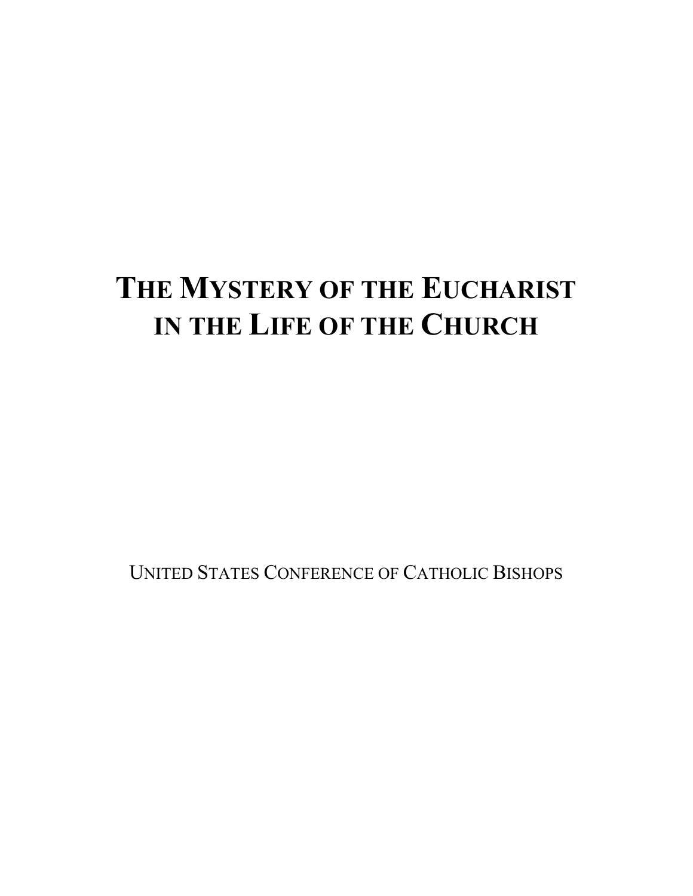# THE MYSTERY OF THE EUCHARIST IN THE LIFE OF THE CHURCH

UNITED STATES CONFERENCE OF CATHOLIC BISHOPS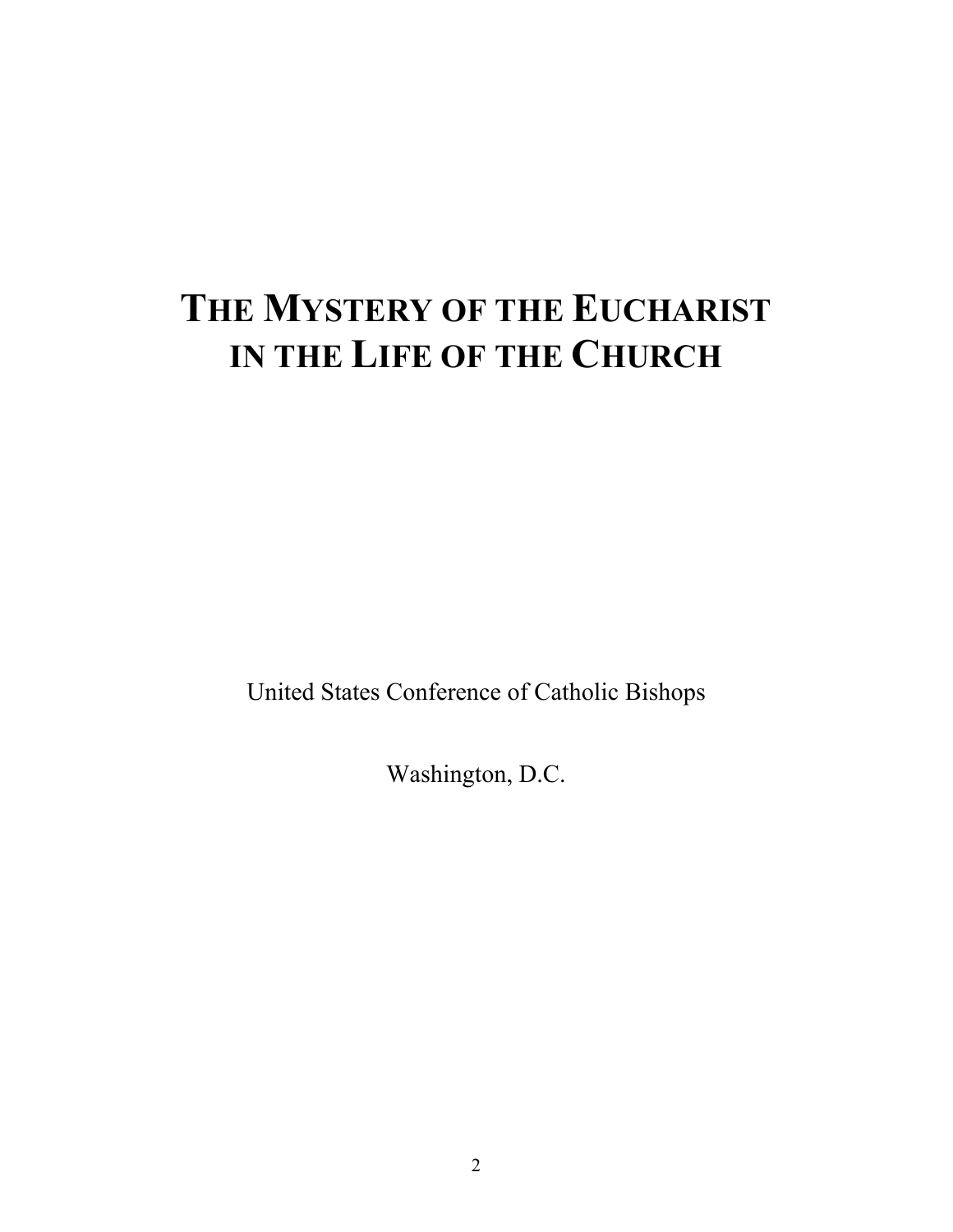# THE MYSTERY OF THE EUCHARIST IN THE LIFE OF THE CHURCH

United States Conference of Catholic Bishops

Washington, D.C.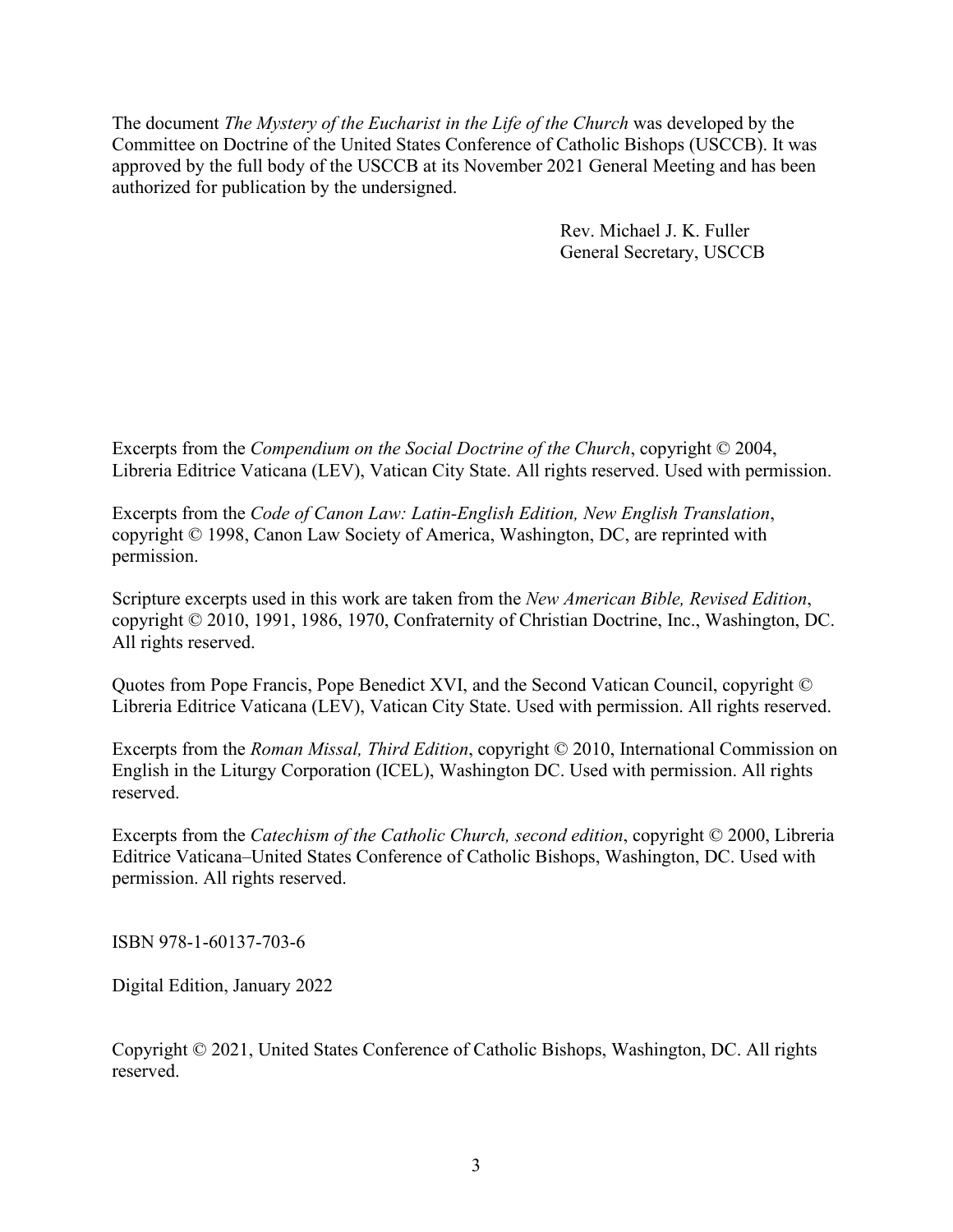The document *The Mystery of the Eucharist in the Life of the Church* was developed by the Committee on Doctrine of the United States Conference of Catholic Bishops (USCCB). It was approved by the full body of the USCCB at its November 2021 General Meeting and has been authorized for publication by the undersigned.

Rev. Michael J. K. Fuller
General Secretary, USCCB

Excerpts from the *Compendium on the Social Doctrine of the Church*, copyright © 2004, Libreria Editrice Vaticana (LEV), Vatican City State. All rights reserved. Used with permission.

Excerpts from the *Code of Canon Law: Latin-English Edition, New English Translation*, copyright © 1998, Canon Law Society of America, Washington, DC, are reprinted with permission.

Scripture excerpts used in this work are taken from the *New American Bible, Revised Edition*, copyright © 2010, 1991, 1986, 1970, Confraternity of Christian Doctrine, Inc., Washington, DC. All rights reserved.

Quotes from Pope Francis, Pope Benedict XVI, and the Second Vatican Council, copyright © Libreria Editrice Vaticana (LEV), Vatican City State. Used with permission. All rights reserved.

Excerpts from the *Roman Missal, Third Edition*, copyright © 2010, International Commission on English in the Liturgy Corporation (ICEL), Washington DC. Used with permission. All rights reserved.

Excerpts from the *Catechism of the Catholic Church, second edition*, copyright © 2000, Libreria Editrice Vaticana–United States Conference of Catholic Bishops, Washington, DC. Used with permission. All rights reserved.

ISBN 978-1-60137-703-6

Digital Edition, January 2022

Copyright © 2021, United States Conference of Catholic Bishops, Washington, DC. All rights reserved.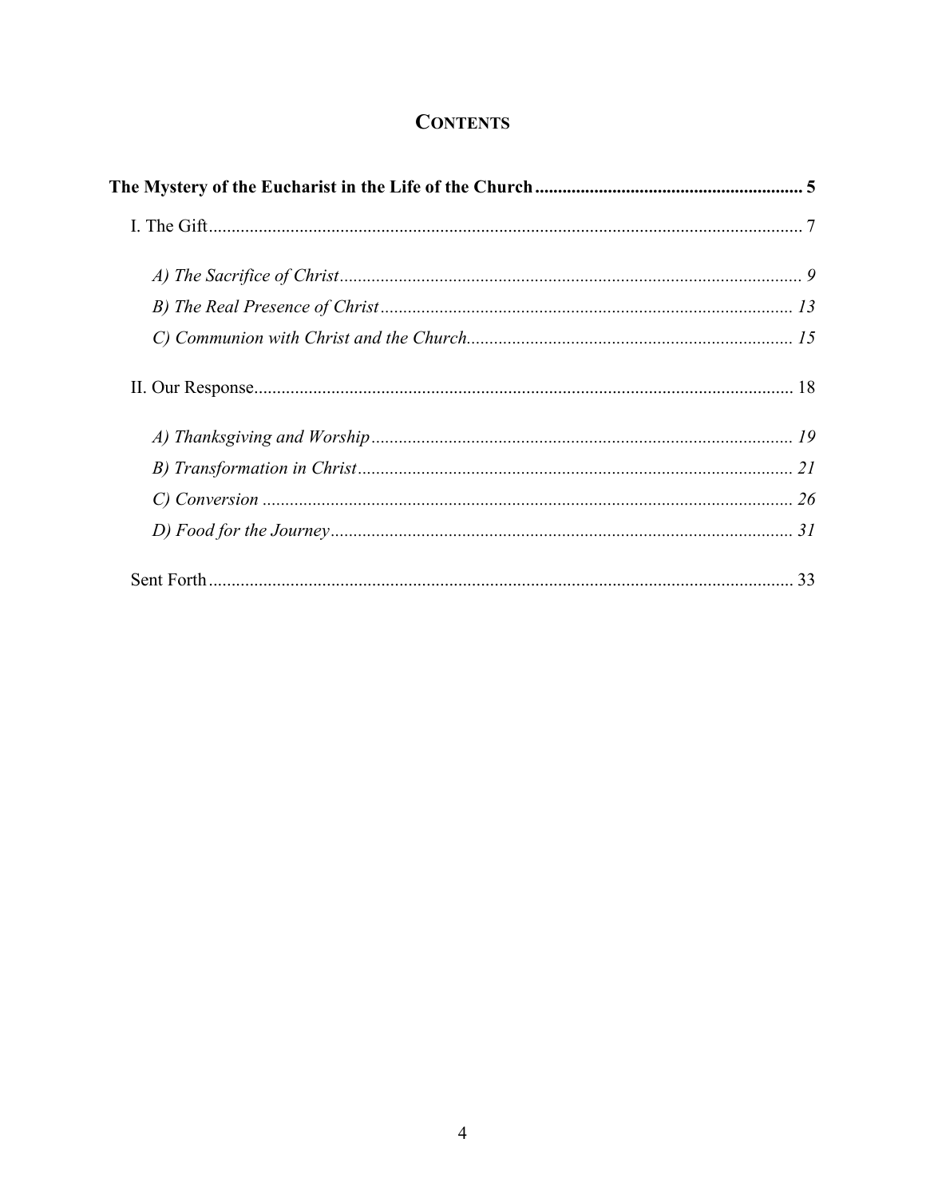## CONTENTS

**The Mystery of the Eucharist in the Life of the Church** .......... 5

I. The Gift .......... 7

- *A) The Sacrifice of Christ* .......... *9*
- *B) The Real Presence of Christ* .......... *13*
- *C) Communion with Christ and the Church* .......... *15*

II. Our Response .......... 18

- *A) Thanksgiving and Worship* .......... *19*
- *B) Transformation in Christ* .......... *21*
- *C) Conversion* .......... *26*
- *D) Food for the Journey* .......... *31*

Sent Forth .......... 33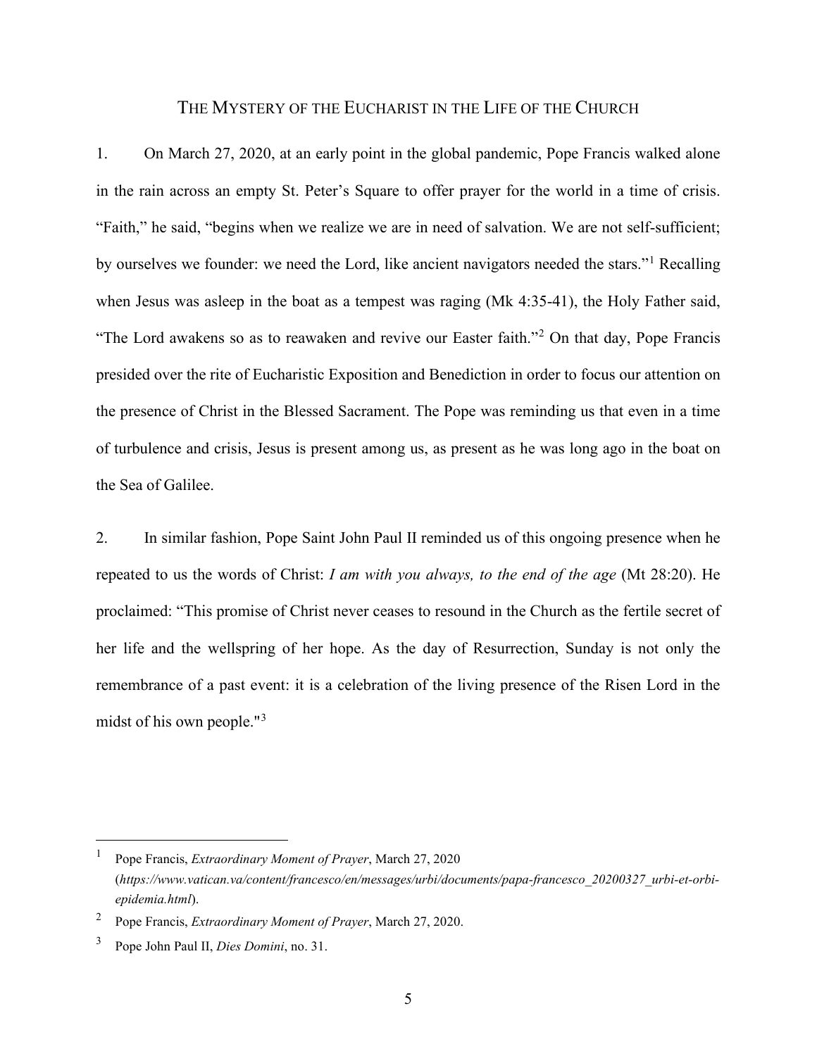# THE MYSTERY OF THE EUCHARIST IN THE LIFE OF THE CHURCH

1. On March 27, 2020, at an early point in the global pandemic, Pope Francis walked alone in the rain across an empty St. Peter's Square to offer prayer for the world in a time of crisis. "Faith," he said, "begins when we realize we are in need of salvation. We are not self-sufficient; by ourselves we founder: we need the Lord, like ancient navigators needed the stars."[1] Recalling when Jesus was asleep in the boat as a tempest was raging (Mk 4:35-41), the Holy Father said, "The Lord awakens so as to reawaken and revive our Easter faith."[2] On that day, Pope Francis presided over the rite of Eucharistic Exposition and Benediction in order to focus our attention on the presence of Christ in the Blessed Sacrament. The Pope was reminding us that even in a time of turbulence and crisis, Jesus is present among us, as present as he was long ago in the boat on the Sea of Galilee.

2. In similar fashion, Pope Saint John Paul II reminded us of this ongoing presence when he repeated to us the words of Christ: *I am with you always, to the end of the age* (Mt 28:20). He proclaimed: "This promise of Christ never ceases to resound in the Church as the fertile secret of her life and the wellspring of her hope. As the day of Resurrection, Sunday is not only the remembrance of a past event: it is a celebration of the living presence of the Risen Lord in the midst of his own people."[3]

---

[1] Pope Francis, *Extraordinary Moment of Prayer*, March 27, 2020 (*https://www.vatican.va/content/francesco/en/messages/urbi/documents/papa-francesco_20200327_urbi-et-orbi-epidemia.html*).

[2] Pope Francis, *Extraordinary Moment of Prayer*, March 27, 2020.

[3] Pope John Paul II, *Dies Domini*, no. 31.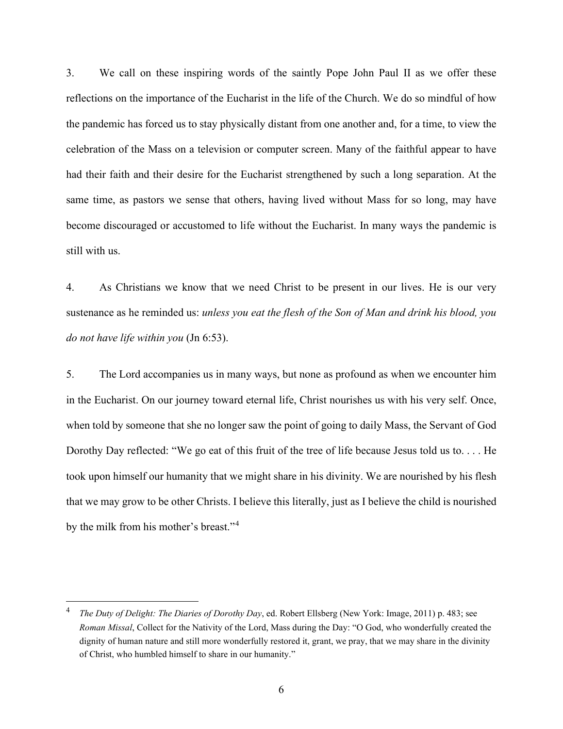3. We call on these inspiring words of the saintly Pope John Paul II as we offer these reflections on the importance of the Eucharist in the life of the Church. We do so mindful of how the pandemic has forced us to stay physically distant from one another and, for a time, to view the celebration of the Mass on a television or computer screen. Many of the faithful appear to have had their faith and their desire for the Eucharist strengthened by such a long separation. At the same time, as pastors we sense that others, having lived without Mass for so long, may have become discouraged or accustomed to life without the Eucharist. In many ways the pandemic is still with us.

4. As Christians we know that we need Christ to be present in our lives. He is our very sustenance as he reminded us: *unless you eat the flesh of the Son of Man and drink his blood, you do not have life within you* (Jn 6:53).

5. The Lord accompanies us in many ways, but none as profound as when we encounter him in the Eucharist. On our journey toward eternal life, Christ nourishes us with his very self. Once, when told by someone that she no longer saw the point of going to daily Mass, the Servant of God Dorothy Day reflected: "We go eat of this fruit of the tree of life because Jesus told us to. . . . He took upon himself our humanity that we might share in his divinity. We are nourished by his flesh that we may grow to be other Christs. I believe this literally, just as I believe the child is nourished by the milk from his mother's breast."[4]

---

[4] *The Duty of Delight: The Diaries of Dorothy Day*, ed. Robert Ellsberg (New York: Image, 2011) p. 483; see *Roman Missal*, Collect for the Nativity of the Lord, Mass during the Day: "O God, who wonderfully created the dignity of human nature and still more wonderfully restored it, grant, we pray, that we may share in the divinity of Christ, who humbled himself to share in our humanity."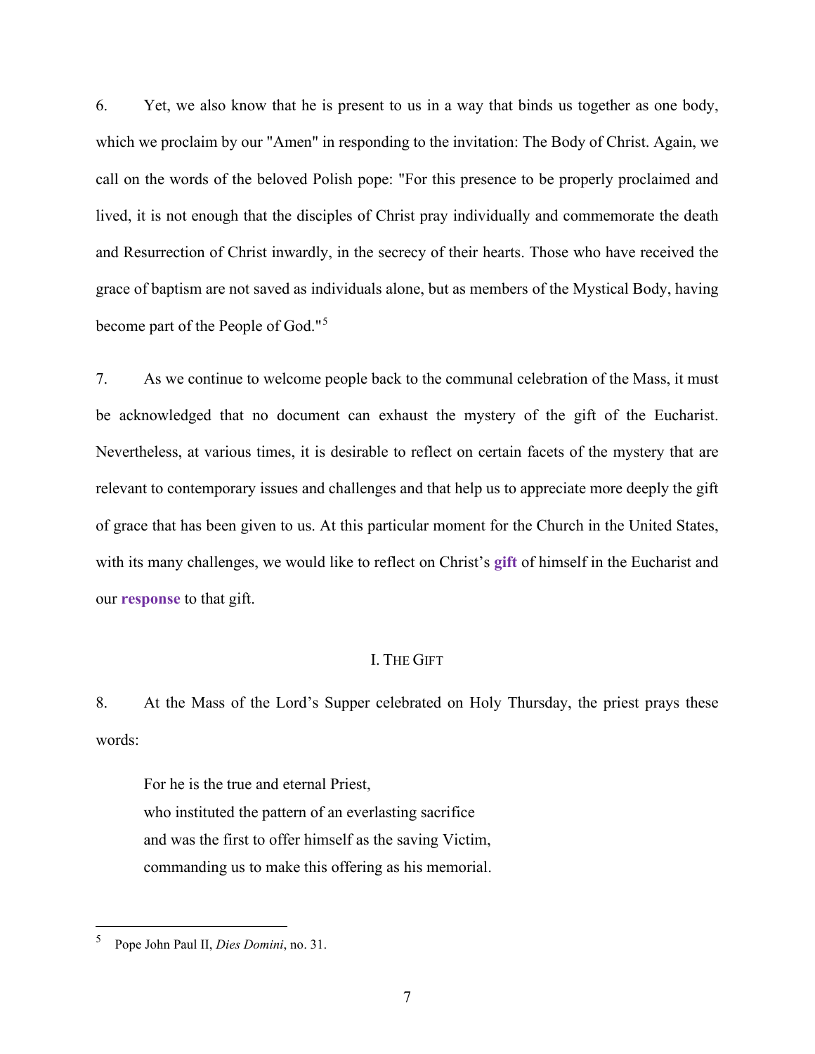6. Yet, we also know that he is present to us in a way that binds us together as one body, which we proclaim by our "Amen" in responding to the invitation: The Body of Christ. Again, we call on the words of the beloved Polish pope: "For this presence to be properly proclaimed and lived, it is not enough that the disciples of Christ pray individually and commemorate the death and Resurrection of Christ inwardly, in the secrecy of their hearts. Those who have received the grace of baptism are not saved as individuals alone, but as members of the Mystical Body, having become part of the People of God."[5]

7. As we continue to welcome people back to the communal celebration of the Mass, it must be acknowledged that no document can exhaust the mystery of the gift of the Eucharist. Nevertheless, at various times, it is desirable to reflect on certain facets of the mystery that are relevant to contemporary issues and challenges and that help us to appreciate more deeply the gift of grace that has been given to us. At this particular moment for the Church in the United States, with its many challenges, we would like to reflect on Christ's **gift** of himself in the Eucharist and our **response** to that gift.

## I. The Gift

8. At the Mass of the Lord's Supper celebrated on Holy Thursday, the priest prays these words:

> For he is the true and eternal Priest,
> who instituted the pattern of an everlasting sacrifice
> and was the first to offer himself as the saving Victim,
> commanding us to make this offering as his memorial.

---

[5] Pope John Paul II, *Dies Domini*, no. 31.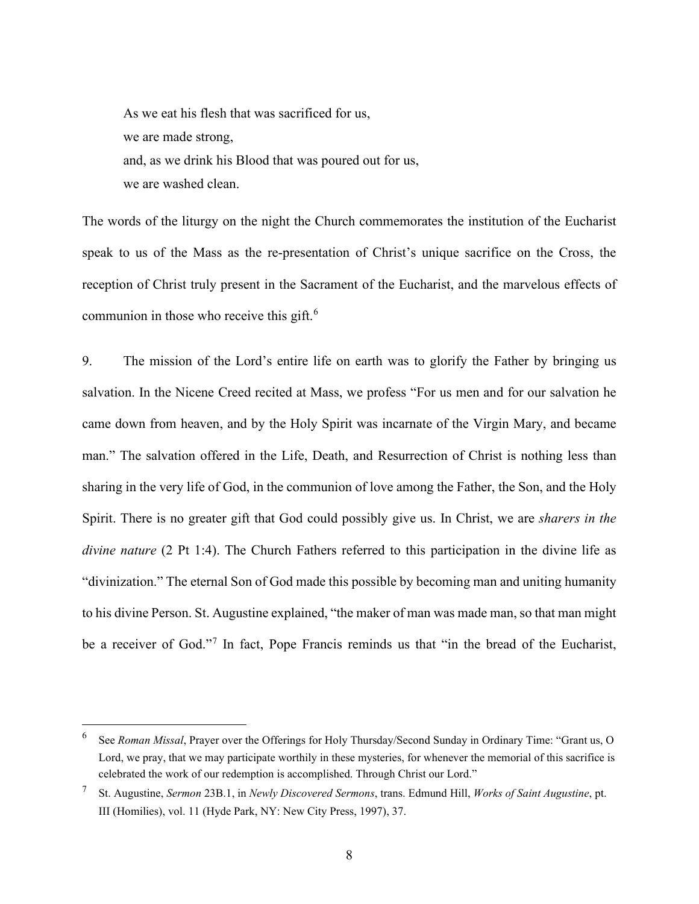> As we eat his flesh that was sacrificed for us,
> we are made strong,
> and, as we drink his Blood that was poured out for us,
> we are washed clean.

The words of the liturgy on the night the Church commemorates the institution of the Eucharist speak to us of the Mass as the re-presentation of Christ's unique sacrifice on the Cross, the reception of Christ truly present in the Sacrament of the Eucharist, and the marvelous effects of communion in those who receive this gift.[6]

9. The mission of the Lord's entire life on earth was to glorify the Father by bringing us salvation. In the Nicene Creed recited at Mass, we profess "For us men and for our salvation he came down from heaven, and by the Holy Spirit was incarnate of the Virgin Mary, and became man." The salvation offered in the Life, Death, and Resurrection of Christ is nothing less than sharing in the very life of God, in the communion of love among the Father, the Son, and the Holy Spirit. There is no greater gift that God could possibly give us. In Christ, we are *sharers in the divine nature* (2 Pt 1:4). The Church Fathers referred to this participation in the divine life as "divinization." The eternal Son of God made this possible by becoming man and uniting humanity to his divine Person. St. Augustine explained, "the maker of man was made man, so that man might be a receiver of God."[7] In fact, Pope Francis reminds us that "in the bread of the Eucharist,

---

[6] See *Roman Missal*, Prayer over the Offerings for Holy Thursday/Second Sunday in Ordinary Time: "Grant us, O Lord, we pray, that we may participate worthily in these mysteries, for whenever the memorial of this sacrifice is celebrated the work of our redemption is accomplished. Through Christ our Lord."

[7] St. Augustine, *Sermon* 23B.1, in *Newly Discovered Sermons*, trans. Edmund Hill, *Works of Saint Augustine*, pt. III (Homilies), vol. 11 (Hyde Park, NY: New City Press, 1997), 37.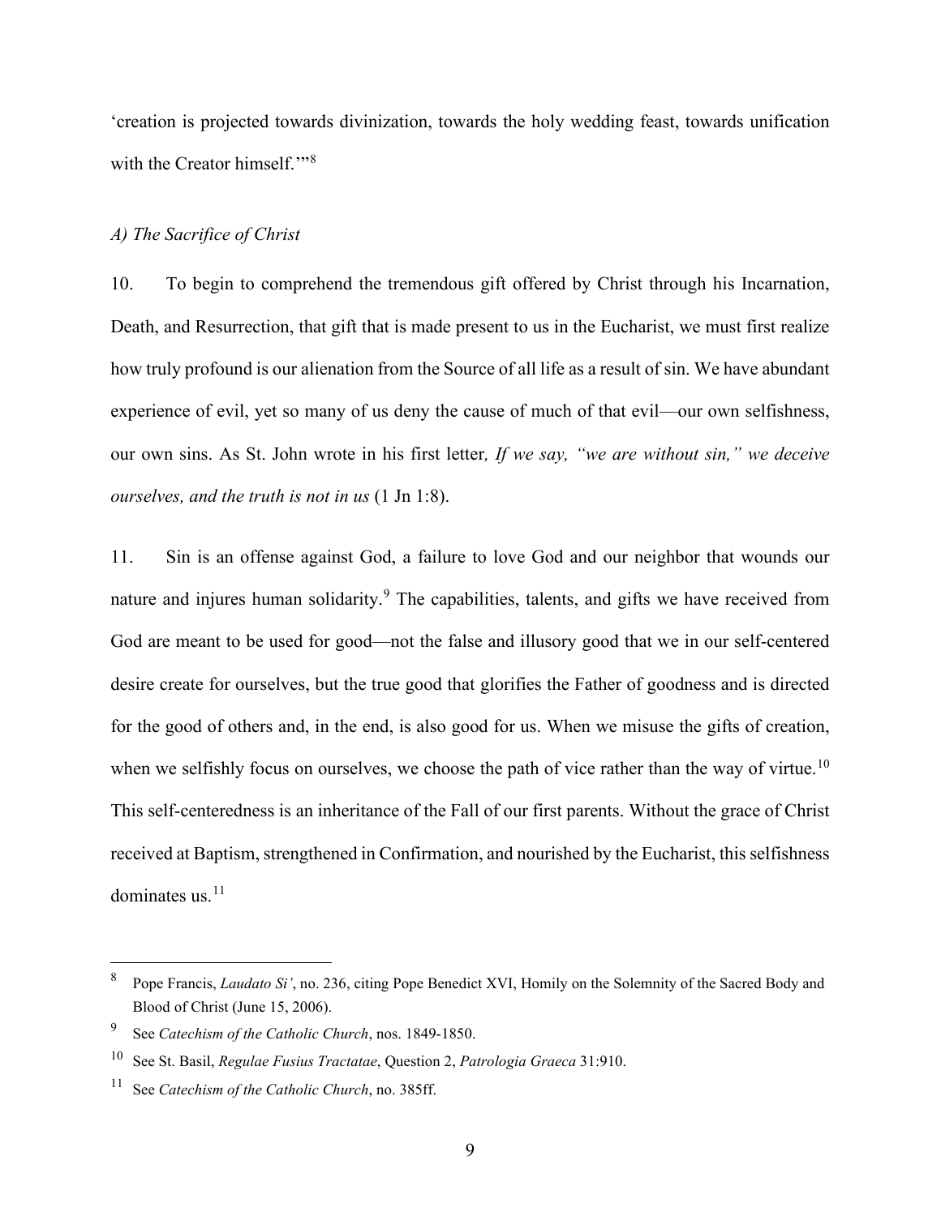'creation is projected towards divinization, towards the holy wedding feast, towards unification with the Creator himself.'"[8]

*A) The Sacrifice of Christ*

10. To begin to comprehend the tremendous gift offered by Christ through his Incarnation, Death, and Resurrection, that gift that is made present to us in the Eucharist, we must first realize how truly profound is our alienation from the Source of all life as a result of sin. We have abundant experience of evil, yet so many of us deny the cause of much of that evil—our own selfishness, our own sins. As St. John wrote in his first letter*, If we say, "we are without sin," we deceive ourselves, and the truth is not in us* (1 Jn 1:8).

11. Sin is an offense against God, a failure to love God and our neighbor that wounds our nature and injures human solidarity.[9] The capabilities, talents, and gifts we have received from God are meant to be used for good—not the false and illusory good that we in our self-centered desire create for ourselves, but the true good that glorifies the Father of goodness and is directed for the good of others and, in the end, is also good for us. When we misuse the gifts of creation, when we selfishly focus on ourselves, we choose the path of vice rather than the way of virtue.[10] This self-centeredness is an inheritance of the Fall of our first parents. Without the grace of Christ received at Baptism, strengthened in Confirmation, and nourished by the Eucharist, this selfishness dominates us.[11]

---

[8] Pope Francis, *Laudato Si'*, no. 236, citing Pope Benedict XVI, Homily on the Solemnity of the Sacred Body and Blood of Christ (June 15, 2006).

[9] See *Catechism of the Catholic Church*, nos. 1849-1850.

[10] See St. Basil, *Regulae Fusius Tractatae*, Question 2, *Patrologia Graeca* 31:910.

[11] See *Catechism of the Catholic Church*, no. 385ff.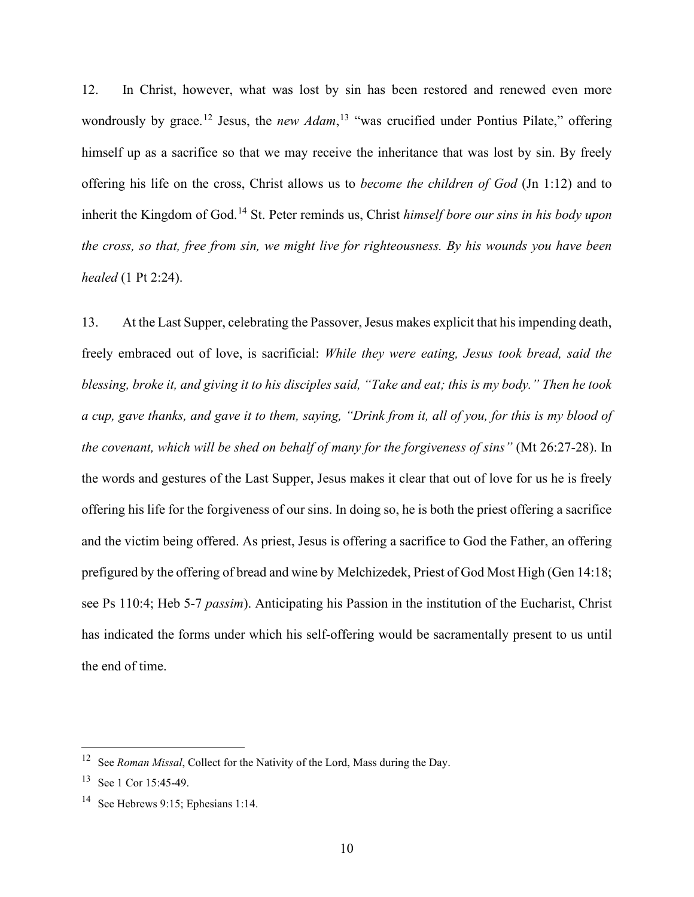12. In Christ, however, what was lost by sin has been restored and renewed even more wondrously by grace.[12] Jesus, the *new Adam*,[13] "was crucified under Pontius Pilate," offering himself up as a sacrifice so that we may receive the inheritance that was lost by sin. By freely offering his life on the cross, Christ allows us to *become the children of God* (Jn 1:12) and to inherit the Kingdom of God.[14] St. Peter reminds us, Christ *himself bore our sins in his body upon the cross, so that, free from sin, we might live for righteousness. By his wounds you have been healed* (1 Pt 2:24).

13. At the Last Supper, celebrating the Passover, Jesus makes explicit that his impending death, freely embraced out of love, is sacrificial: *While they were eating, Jesus took bread, said the blessing, broke it, and giving it to his disciples said, "Take and eat; this is my body." Then he took a cup, gave thanks, and gave it to them, saying, "Drink from it, all of you, for this is my blood of the covenant, which will be shed on behalf of many for the forgiveness of sins"* (Mt 26:27-28). In the words and gestures of the Last Supper, Jesus makes it clear that out of love for us he is freely offering his life for the forgiveness of our sins. In doing so, he is both the priest offering a sacrifice and the victim being offered. As priest, Jesus is offering a sacrifice to God the Father, an offering prefigured by the offering of bread and wine by Melchizedek, Priest of God Most High (Gen 14:18; see Ps 110:4; Heb 5-7 *passim*). Anticipating his Passion in the institution of the Eucharist, Christ has indicated the forms under which his self-offering would be sacramentally present to us until the end of time.

---

[12] See *Roman Missal*, Collect for the Nativity of the Lord, Mass during the Day.

[13] See 1 Cor 15:45-49.

[14] See Hebrews 9:15; Ephesians 1:14.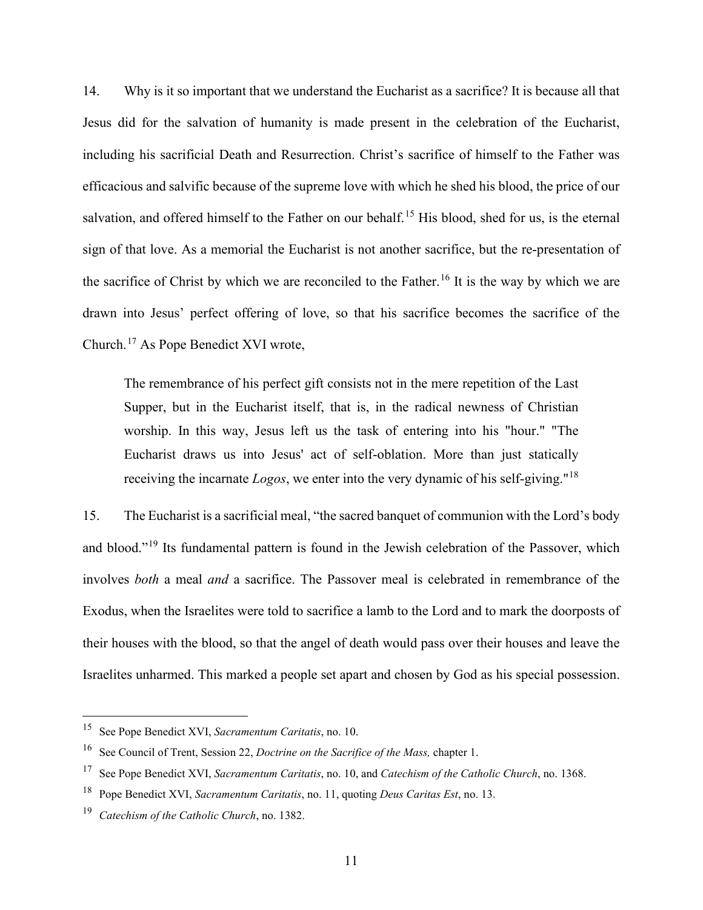14. Why is it so important that we understand the Eucharist as a sacrifice? It is because all that Jesus did for the salvation of humanity is made present in the celebration of the Eucharist, including his sacrificial Death and Resurrection. Christ's sacrifice of himself to the Father was efficacious and salvific because of the supreme love with which he shed his blood, the price of our salvation, and offered himself to the Father on our behalf.[15] His blood, shed for us, is the eternal sign of that love. As a memorial the Eucharist is not another sacrifice, but the re-presentation of the sacrifice of Christ by which we are reconciled to the Father.[16] It is the way by which we are drawn into Jesus' perfect offering of love, so that his sacrifice becomes the sacrifice of the Church.[17] As Pope Benedict XVI wrote,

> The remembrance of his perfect gift consists not in the mere repetition of the Last Supper, but in the Eucharist itself, that is, in the radical newness of Christian worship. In this way, Jesus left us the task of entering into his "hour." "The Eucharist draws us into Jesus' act of self-oblation. More than just statically receiving the incarnate *Logos*, we enter into the very dynamic of his self-giving."[18]

15. The Eucharist is a sacrificial meal, "the sacred banquet of communion with the Lord's body and blood."[19] Its fundamental pattern is found in the Jewish celebration of the Passover, which involves *both* a meal *and* a sacrifice. The Passover meal is celebrated in remembrance of the Exodus, when the Israelites were told to sacrifice a lamb to the Lord and to mark the doorposts of their houses with the blood, so that the angel of death would pass over their houses and leave the Israelites unharmed. This marked a people set apart and chosen by God as his special possession.

---

[15] See Pope Benedict XVI, *Sacramentum Caritatis*, no. 10.

[16] See Council of Trent, Session 22, *Doctrine on the Sacrifice of the Mass,* chapter 1.

[17] See Pope Benedict XVI, *Sacramentum Caritatis*, no. 10, and *Catechism of the Catholic Church*, no. 1368.

[18] Pope Benedict XVI, *Sacramentum Caritatis*, no. 11, quoting *Deus Caritas Est*, no. 13.

[19] *Catechism of the Catholic Church*, no. 1382.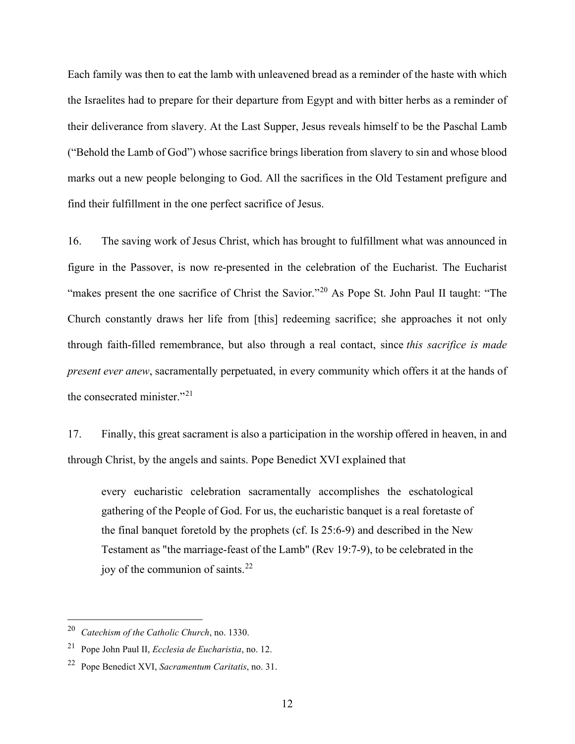Each family was then to eat the lamb with unleavened bread as a reminder of the haste with which the Israelites had to prepare for their departure from Egypt and with bitter herbs as a reminder of their deliverance from slavery. At the Last Supper, Jesus reveals himself to be the Paschal Lamb ("Behold the Lamb of God") whose sacrifice brings liberation from slavery to sin and whose blood marks out a new people belonging to God. All the sacrifices in the Old Testament prefigure and find their fulfillment in the one perfect sacrifice of Jesus.

16. The saving work of Jesus Christ, which has brought to fulfillment what was announced in figure in the Passover, is now re-presented in the celebration of the Eucharist. The Eucharist "makes present the one sacrifice of Christ the Savior."[20] As Pope St. John Paul II taught: "The Church constantly draws her life from [this] redeeming sacrifice; she approaches it not only through faith-filled remembrance, but also through a real contact, since *this sacrifice is made present ever anew*, sacramentally perpetuated, in every community which offers it at the hands of the consecrated minister."[21]

17. Finally, this great sacrament is also a participation in the worship offered in heaven, in and through Christ, by the angels and saints. Pope Benedict XVI explained that

> every eucharistic celebration sacramentally accomplishes the eschatological gathering of the People of God. For us, the eucharistic banquet is a real foretaste of the final banquet foretold by the prophets (cf. Is 25:6-9) and described in the New Testament as "the marriage-feast of the Lamb" (Rev 19:7-9), to be celebrated in the joy of the communion of saints.[22]

---

[20] *Catechism of the Catholic Church*, no. 1330.

[21] Pope John Paul II, *Ecclesia de Eucharistia*, no. 12.

[22] Pope Benedict XVI, *Sacramentum Caritatis*, no. 31.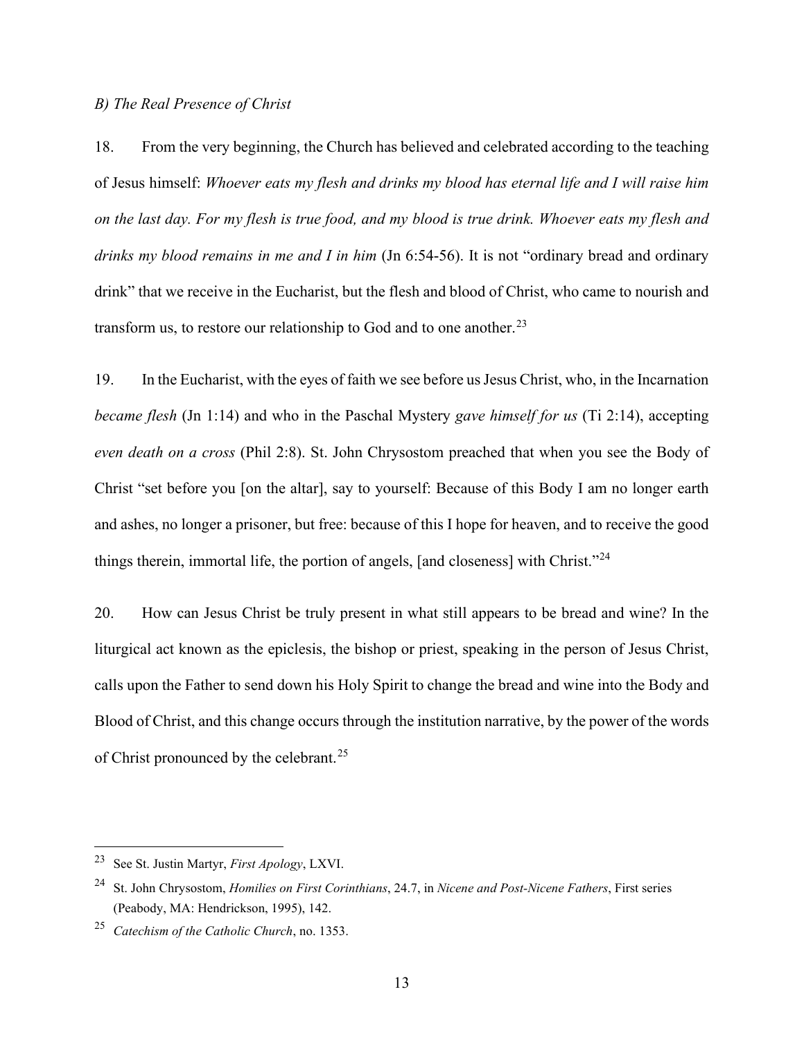*B) The Real Presence of Christ*

18. From the very beginning, the Church has believed and celebrated according to the teaching of Jesus himself: *Whoever eats my flesh and drinks my blood has eternal life and I will raise him on the last day. For my flesh is true food, and my blood is true drink. Whoever eats my flesh and drinks my blood remains in me and I in him* (Jn 6:54-56). It is not "ordinary bread and ordinary drink" that we receive in the Eucharist, but the flesh and blood of Christ, who came to nourish and transform us, to restore our relationship to God and to one another.[23]

19. In the Eucharist, with the eyes of faith we see before us Jesus Christ, who, in the Incarnation *became flesh* (Jn 1:14) and who in the Paschal Mystery *gave himself for us* (Ti 2:14), accepting *even death on a cross* (Phil 2:8). St. John Chrysostom preached that when you see the Body of Christ "set before you [on the altar], say to yourself: Because of this Body I am no longer earth and ashes, no longer a prisoner, but free: because of this I hope for heaven, and to receive the good things therein, immortal life, the portion of angels, [and closeness] with Christ."[24]

20. How can Jesus Christ be truly present in what still appears to be bread and wine? In the liturgical act known as the epiclesis, the bishop or priest, speaking in the person of Jesus Christ, calls upon the Father to send down his Holy Spirit to change the bread and wine into the Body and Blood of Christ, and this change occurs through the institution narrative, by the power of the words of Christ pronounced by the celebrant.[25]

---

[23] See St. Justin Martyr, *First Apology*, LXVI.

[24] St. John Chrysostom, *Homilies on First Corinthians*, 24.7, in *Nicene and Post-Nicene Fathers*, First series (Peabody, MA: Hendrickson, 1995), 142.

[25] *Catechism of the Catholic Church*, no. 1353.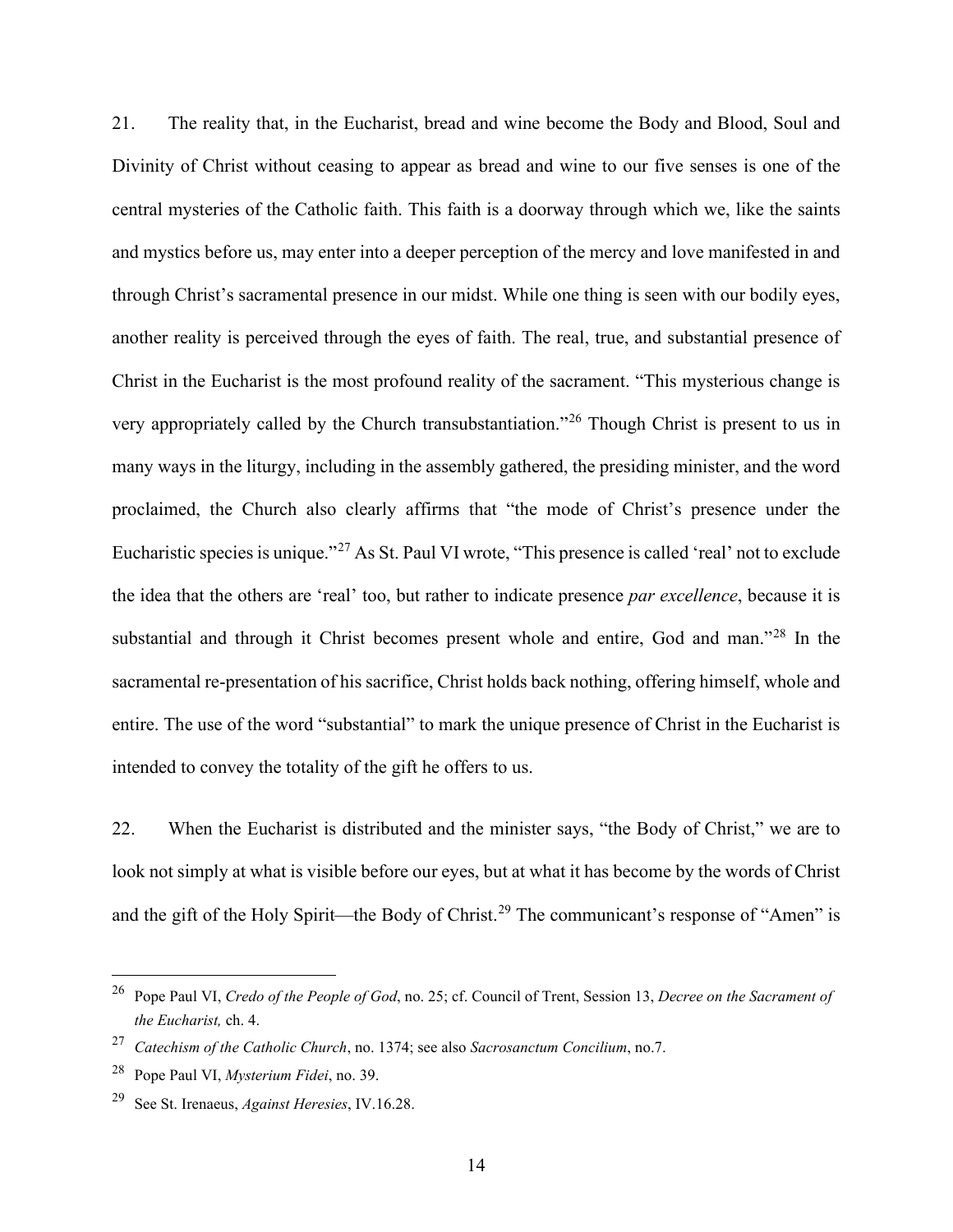21. The reality that, in the Eucharist, bread and wine become the Body and Blood, Soul and Divinity of Christ without ceasing to appear as bread and wine to our five senses is one of the central mysteries of the Catholic faith. This faith is a doorway through which we, like the saints and mystics before us, may enter into a deeper perception of the mercy and love manifested in and through Christ's sacramental presence in our midst. While one thing is seen with our bodily eyes, another reality is perceived through the eyes of faith. The real, true, and substantial presence of Christ in the Eucharist is the most profound reality of the sacrament. "This mysterious change is very appropriately called by the Church transubstantiation."[26] Though Christ is present to us in many ways in the liturgy, including in the assembly gathered, the presiding minister, and the word proclaimed, the Church also clearly affirms that "the mode of Christ's presence under the Eucharistic species is unique."[27] As St. Paul VI wrote, "This presence is called 'real' not to exclude the idea that the others are 'real' too, but rather to indicate presence *par excellence*, because it is substantial and through it Christ becomes present whole and entire, God and man."[28] In the sacramental re-presentation of his sacrifice, Christ holds back nothing, offering himself, whole and entire. The use of the word "substantial" to mark the unique presence of Christ in the Eucharist is intended to convey the totality of the gift he offers to us.

22. When the Eucharist is distributed and the minister says, "the Body of Christ," we are to look not simply at what is visible before our eyes, but at what it has become by the words of Christ and the gift of the Holy Spirit—the Body of Christ.[29] The communicant's response of "Amen" is

---

[26] Pope Paul VI, *Credo of the People of God*, no. 25; cf. Council of Trent, Session 13, *Decree on the Sacrament of the Eucharist,* ch. 4.

[27] *Catechism of the Catholic Church*, no. 1374; see also *Sacrosanctum Concilium*, no.7.

[28] Pope Paul VI, *Mysterium Fidei*, no. 39.

[29] See St. Irenaeus, *Against Heresies*, IV.16.28.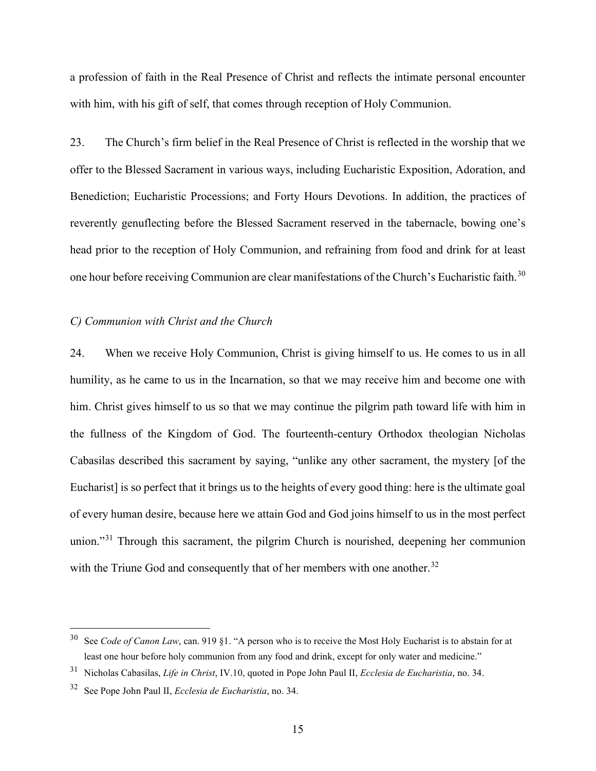a profession of faith in the Real Presence of Christ and reflects the intimate personal encounter with him, with his gift of self, that comes through reception of Holy Communion.

23. The Church's firm belief in the Real Presence of Christ is reflected in the worship that we offer to the Blessed Sacrament in various ways, including Eucharistic Exposition, Adoration, and Benediction; Eucharistic Processions; and Forty Hours Devotions. In addition, the practices of reverently genuflecting before the Blessed Sacrament reserved in the tabernacle, bowing one's head prior to the reception of Holy Communion, and refraining from food and drink for at least one hour before receiving Communion are clear manifestations of the Church's Eucharistic faith.[30]

*C) Communion with Christ and the Church*

24. When we receive Holy Communion, Christ is giving himself to us. He comes to us in all humility, as he came to us in the Incarnation, so that we may receive him and become one with him. Christ gives himself to us so that we may continue the pilgrim path toward life with him in the fullness of the Kingdom of God. The fourteenth-century Orthodox theologian Nicholas Cabasilas described this sacrament by saying, "unlike any other sacrament, the mystery [of the Eucharist] is so perfect that it brings us to the heights of every good thing: here is the ultimate goal of every human desire, because here we attain God and God joins himself to us in the most perfect union."[31] Through this sacrament, the pilgrim Church is nourished, deepening her communion with the Triune God and consequently that of her members with one another.[32]

---

[30] See *Code of Canon Law*, can. 919 §1. "A person who is to receive the Most Holy Eucharist is to abstain for at least one hour before holy communion from any food and drink, except for only water and medicine."

[31] Nicholas Cabasilas, *Life in Christ*, IV.10, quoted in Pope John Paul II, *Ecclesia de Eucharistia*, no. 34.

[32] See Pope John Paul II, *Ecclesia de Eucharistia*, no. 34.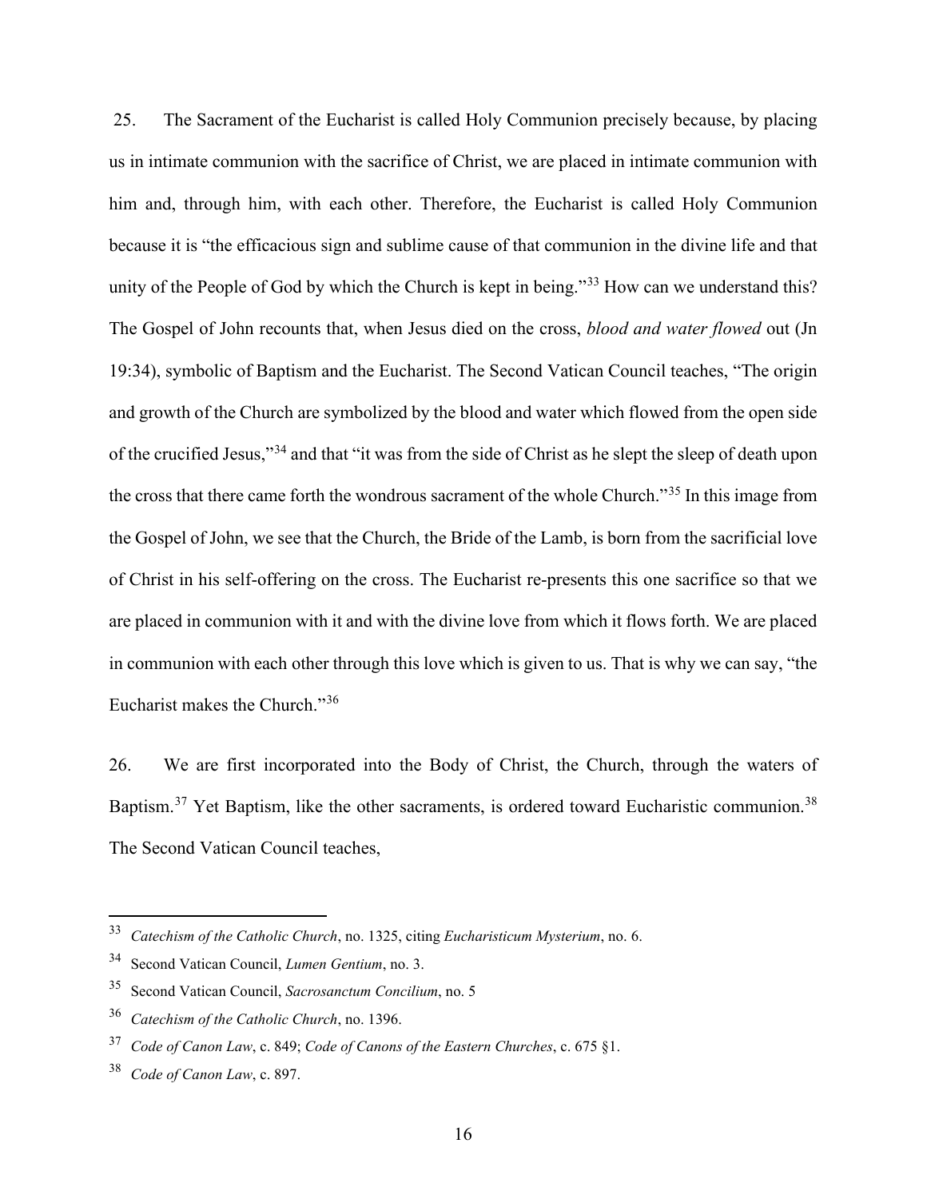25. The Sacrament of the Eucharist is called Holy Communion precisely because, by placing us in intimate communion with the sacrifice of Christ, we are placed in intimate communion with him and, through him, with each other. Therefore, the Eucharist is called Holy Communion because it is "the efficacious sign and sublime cause of that communion in the divine life and that unity of the People of God by which the Church is kept in being."[33] How can we understand this? The Gospel of John recounts that, when Jesus died on the cross, *blood and water flowed* out (Jn 19:34), symbolic of Baptism and the Eucharist. The Second Vatican Council teaches, "The origin and growth of the Church are symbolized by the blood and water which flowed from the open side of the crucified Jesus,"[34] and that "it was from the side of Christ as he slept the sleep of death upon the cross that there came forth the wondrous sacrament of the whole Church."[35] In this image from the Gospel of John, we see that the Church, the Bride of the Lamb, is born from the sacrificial love of Christ in his self-offering on the cross. The Eucharist re-presents this one sacrifice so that we are placed in communion with it and with the divine love from which it flows forth. We are placed in communion with each other through this love which is given to us. That is why we can say, "the Eucharist makes the Church."[36]

26. We are first incorporated into the Body of Christ, the Church, through the waters of Baptism.[37] Yet Baptism, like the other sacraments, is ordered toward Eucharistic communion.[38] The Second Vatican Council teaches,

---

[33] *Catechism of the Catholic Church*, no. 1325, citing *Eucharisticum Mysterium*, no. 6.

[34] Second Vatican Council, *Lumen Gentium*, no. 3.

[35] Second Vatican Council, *Sacrosanctum Concilium*, no. 5

[36] *Catechism of the Catholic Church*, no. 1396.

[37] *Code of Canon Law*, c. 849; *Code of Canons of the Eastern Churches*, c. 675 §1.

[38] *Code of Canon Law*, c. 897.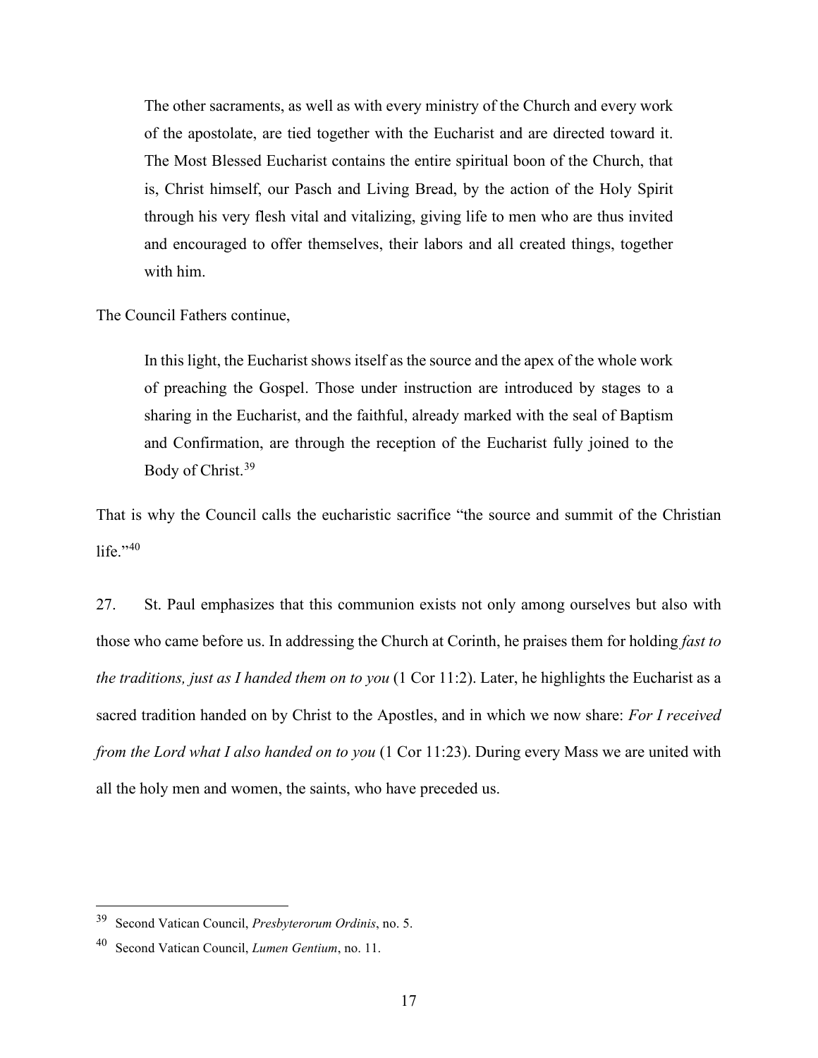> The other sacraments, as well as with every ministry of the Church and every work of the apostolate, are tied together with the Eucharist and are directed toward it. The Most Blessed Eucharist contains the entire spiritual boon of the Church, that is, Christ himself, our Pasch and Living Bread, by the action of the Holy Spirit through his very flesh vital and vitalizing, giving life to men who are thus invited and encouraged to offer themselves, their labors and all created things, together with him.

The Council Fathers continue,

> In this light, the Eucharist shows itself as the source and the apex of the whole work of preaching the Gospel. Those under instruction are introduced by stages to a sharing in the Eucharist, and the faithful, already marked with the seal of Baptism and Confirmation, are through the reception of the Eucharist fully joined to the Body of Christ.[39]

That is why the Council calls the eucharistic sacrifice "the source and summit of the Christian life."[40]

27. St. Paul emphasizes that this communion exists not only among ourselves but also with those who came before us. In addressing the Church at Corinth, he praises them for holding *fast to the traditions, just as I handed them on to you* (1 Cor 11:2). Later, he highlights the Eucharist as a sacred tradition handed on by Christ to the Apostles, and in which we now share: *For I received from the Lord what I also handed on to you* (1 Cor 11:23). During every Mass we are united with all the holy men and women, the saints, who have preceded us.

---

[39] Second Vatican Council, *Presbyterorum Ordinis*, no. 5.

[40] Second Vatican Council, *Lumen Gentium*, no. 11.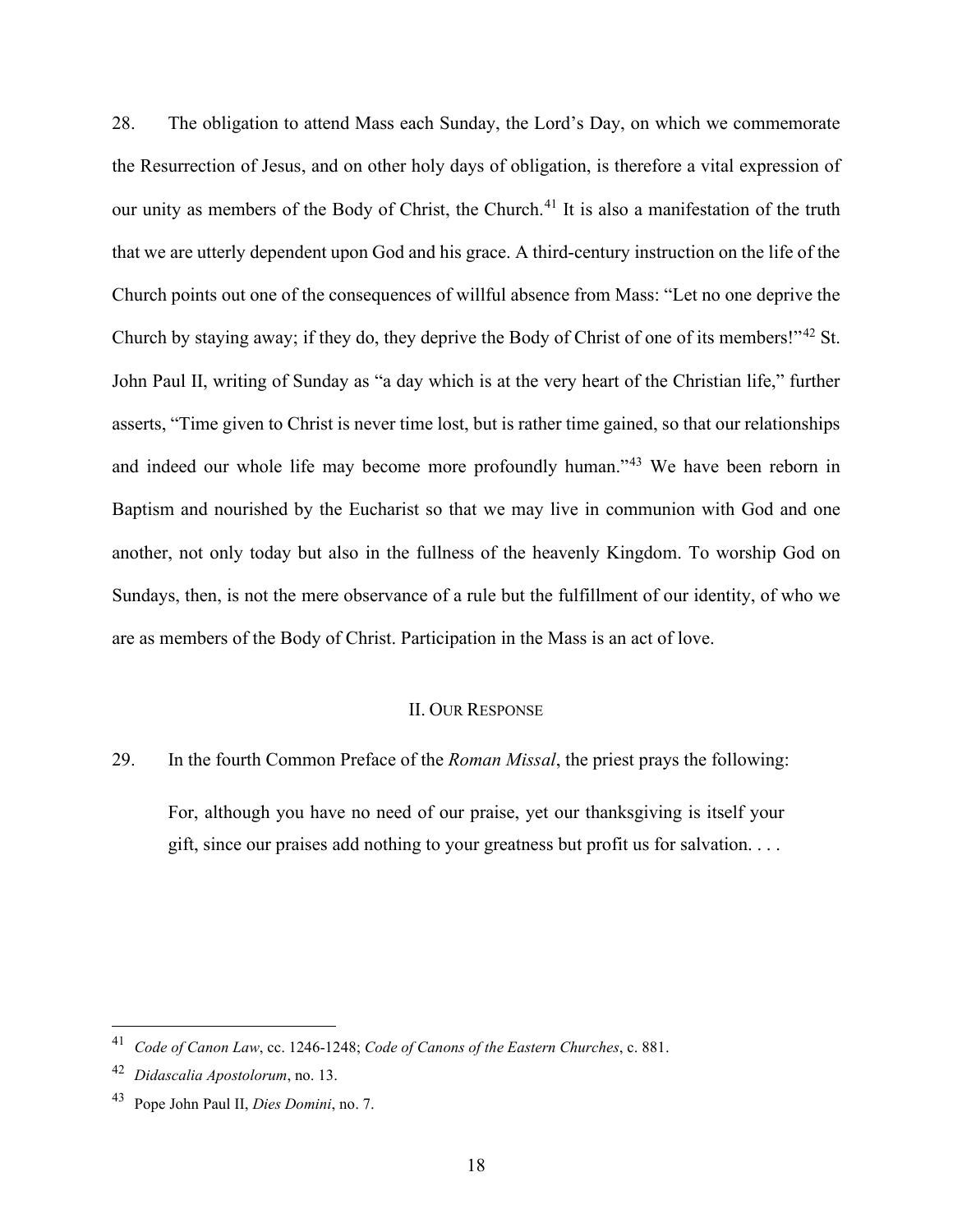28. The obligation to attend Mass each Sunday, the Lord's Day, on which we commemorate the Resurrection of Jesus, and on other holy days of obligation, is therefore a vital expression of our unity as members of the Body of Christ, the Church.[41] It is also a manifestation of the truth that we are utterly dependent upon God and his grace. A third-century instruction on the life of the Church points out one of the consequences of willful absence from Mass: "Let no one deprive the Church by staying away; if they do, they deprive the Body of Christ of one of its members!"[42] St. John Paul II, writing of Sunday as "a day which is at the very heart of the Christian life," further asserts, "Time given to Christ is never time lost, but is rather time gained, so that our relationships and indeed our whole life may become more profoundly human."[43] We have been reborn in Baptism and nourished by the Eucharist so that we may live in communion with God and one another, not only today but also in the fullness of the heavenly Kingdom. To worship God on Sundays, then, is not the mere observance of a rule but the fulfillment of our identity, of who we are as members of the Body of Christ. Participation in the Mass is an act of love.

## II. Our Response

29. In the fourth Common Preface of the *Roman Missal*, the priest prays the following:

> For, although you have no need of our praise, yet our thanksgiving is itself your gift, since our praises add nothing to your greatness but profit us for salvation. . . .

---

[41] *Code of Canon Law*, cc. 1246-1248; *Code of Canons of the Eastern Churches*, c. 881.

[42] *Didascalia Apostolorum*, no. 13.

[43] Pope John Paul II, *Dies Domini*, no. 7.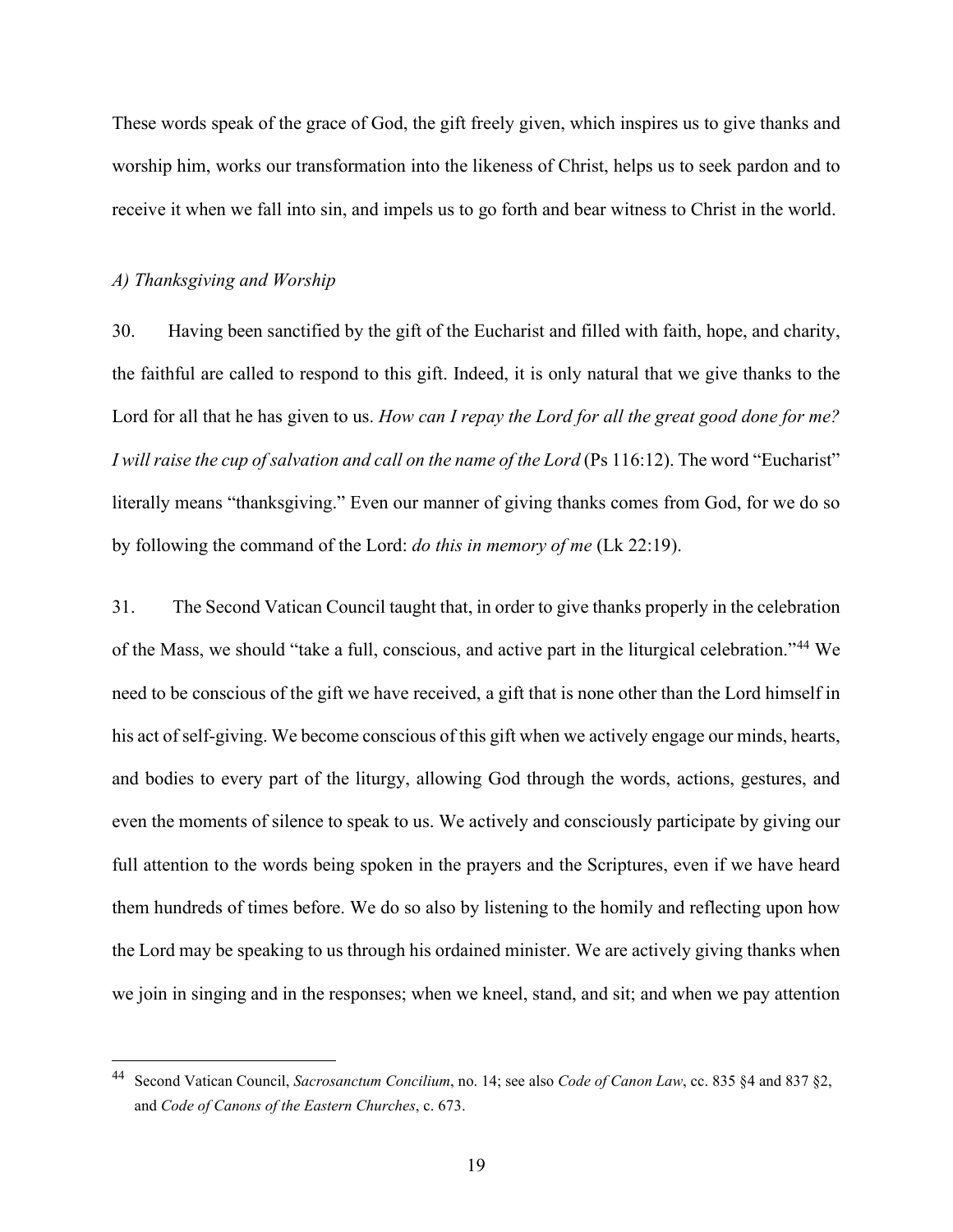These words speak of the grace of God, the gift freely given, which inspires us to give thanks and worship him, works our transformation into the likeness of Christ, helps us to seek pardon and to receive it when we fall into sin, and impels us to go forth and bear witness to Christ in the world.

### *A) Thanksgiving and Worship*

30. Having been sanctified by the gift of the Eucharist and filled with faith, hope, and charity, the faithful are called to respond to this gift. Indeed, it is only natural that we give thanks to the Lord for all that he has given to us. *How can I repay the Lord for all the great good done for me? I will raise the cup of salvation and call on the name of the Lord* (Ps 116:12). The word "Eucharist" literally means "thanksgiving." Even our manner of giving thanks comes from God, for we do so by following the command of the Lord: *do this in memory of me* (Lk 22:19).

31. The Second Vatican Council taught that, in order to give thanks properly in the celebration of the Mass, we should "take a full, conscious, and active part in the liturgical celebration."[44] We need to be conscious of the gift we have received, a gift that is none other than the Lord himself in his act of self-giving. We become conscious of this gift when we actively engage our minds, hearts, and bodies to every part of the liturgy, allowing God through the words, actions, gestures, and even the moments of silence to speak to us. We actively and consciously participate by giving our full attention to the words being spoken in the prayers and the Scriptures, even if we have heard them hundreds of times before. We do so also by listening to the homily and reflecting upon how the Lord may be speaking to us through his ordained minister. We are actively giving thanks when we join in singing and in the responses; when we kneel, stand, and sit; and when we pay attention

---

[44] Second Vatican Council, *Sacrosanctum Concilium*, no. 14; see also *Code of Canon Law*, cc. 835 §4 and 837 §2, and *Code of Canons of the Eastern Churches*, c. 673.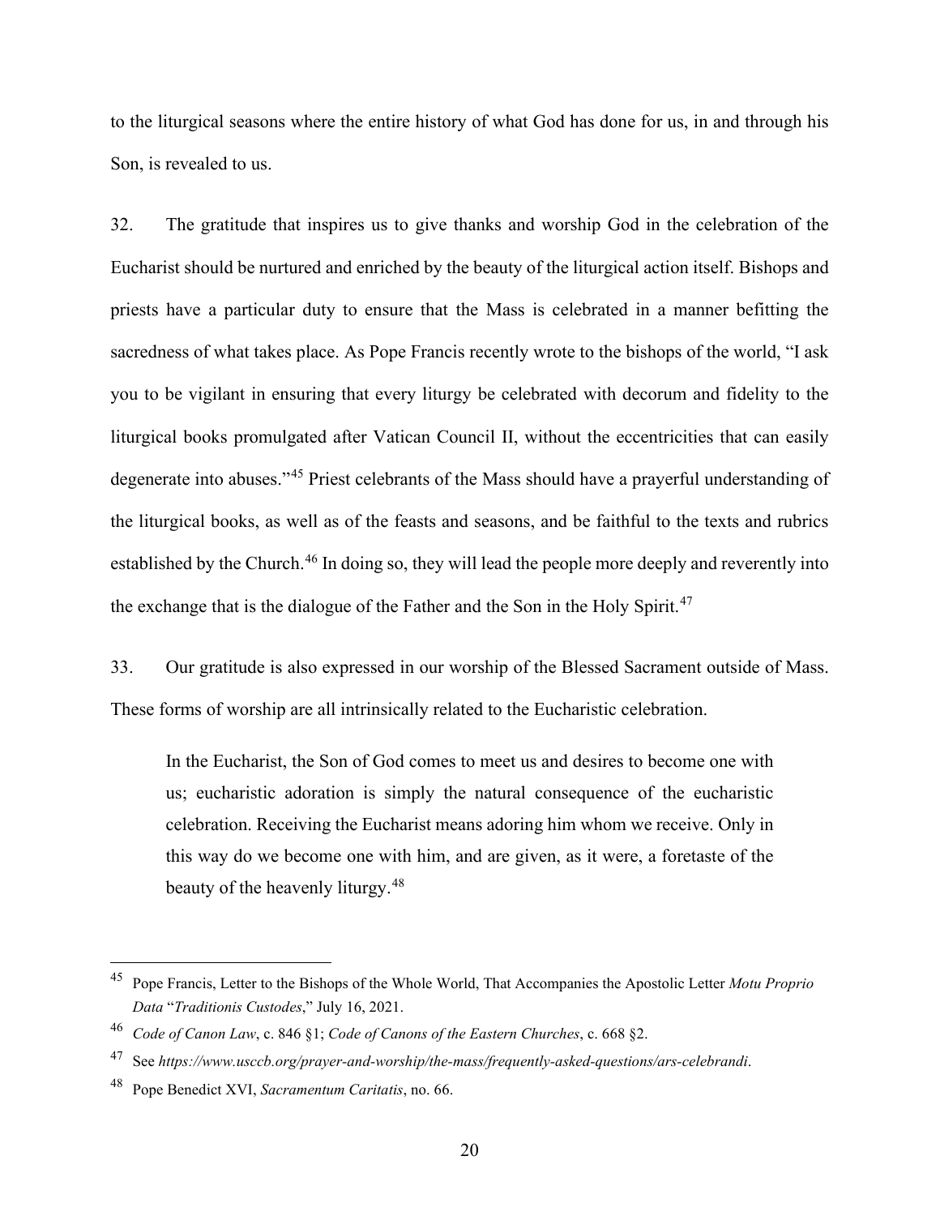to the liturgical seasons where the entire history of what God has done for us, in and through his Son, is revealed to us.

32. The gratitude that inspires us to give thanks and worship God in the celebration of the Eucharist should be nurtured and enriched by the beauty of the liturgical action itself. Bishops and priests have a particular duty to ensure that the Mass is celebrated in a manner befitting the sacredness of what takes place. As Pope Francis recently wrote to the bishops of the world, "I ask you to be vigilant in ensuring that every liturgy be celebrated with decorum and fidelity to the liturgical books promulgated after Vatican Council II, without the eccentricities that can easily degenerate into abuses."[45] Priest celebrants of the Mass should have a prayerful understanding of the liturgical books, as well as of the feasts and seasons, and be faithful to the texts and rubrics established by the Church.[46] In doing so, they will lead the people more deeply and reverently into the exchange that is the dialogue of the Father and the Son in the Holy Spirit.[47]

33. Our gratitude is also expressed in our worship of the Blessed Sacrament outside of Mass. These forms of worship are all intrinsically related to the Eucharistic celebration.

> In the Eucharist, the Son of God comes to meet us and desires to become one with us; eucharistic adoration is simply the natural consequence of the eucharistic celebration. Receiving the Eucharist means adoring him whom we receive. Only in this way do we become one with him, and are given, as it were, a foretaste of the beauty of the heavenly liturgy.[48]

---

[45] Pope Francis, Letter to the Bishops of the Whole World, That Accompanies the Apostolic Letter *Motu Proprio Data* "*Traditionis Custodes*," July 16, 2021.

[46] *Code of Canon Law*, c. 846 §1; *Code of Canons of the Eastern Churches*, c. 668 §2.

[47] See *https://www.usccb.org/prayer-and-worship/the-mass/frequently-asked-questions/ars-celebrandi*.

[48] Pope Benedict XVI, *Sacramentum Caritatis*, no. 66.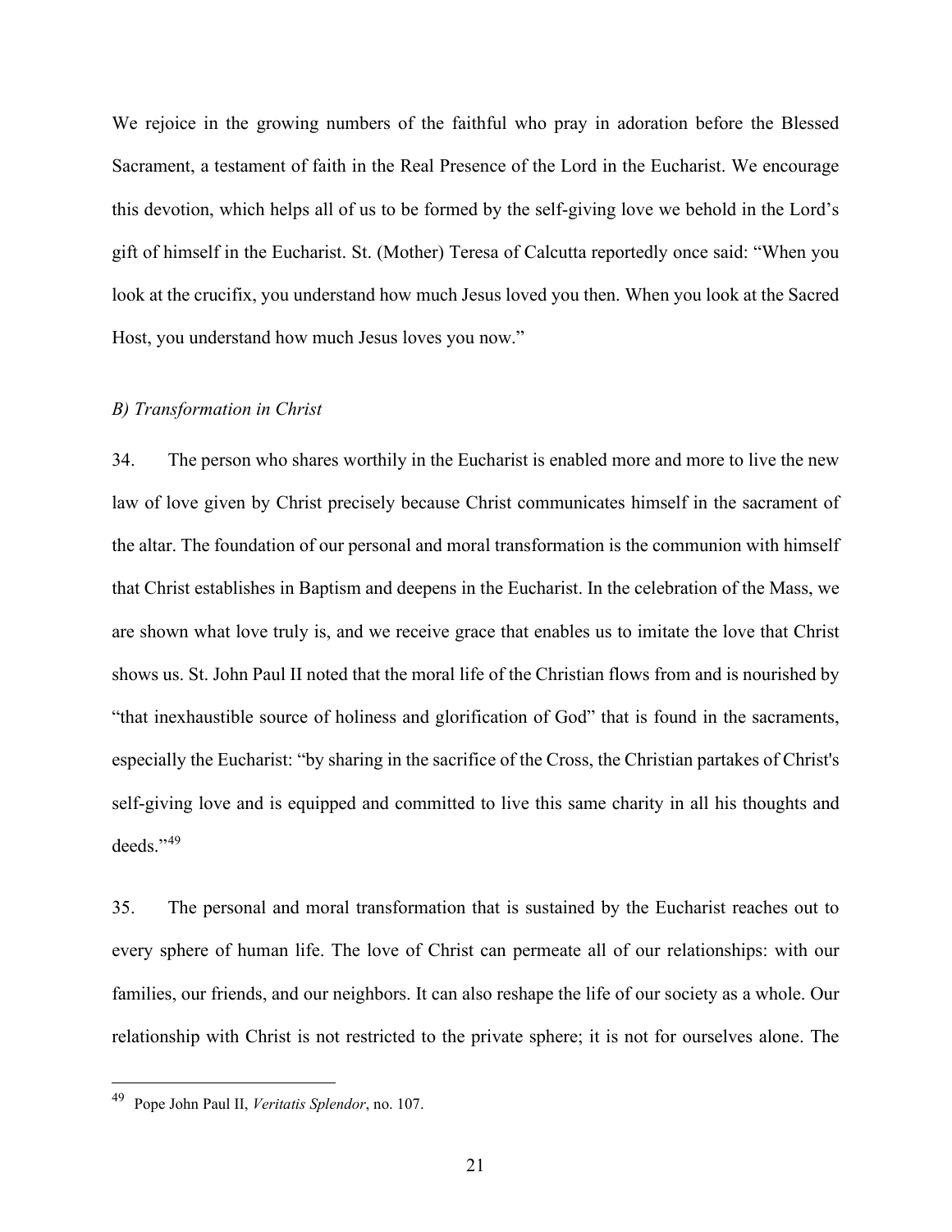We rejoice in the growing numbers of the faithful who pray in adoration before the Blessed Sacrament, a testament of faith in the Real Presence of the Lord in the Eucharist. We encourage this devotion, which helps all of us to be formed by the self-giving love we behold in the Lord's gift of himself in the Eucharist. St. (Mother) Teresa of Calcutta reportedly once said: "When you look at the crucifix, you understand how much Jesus loved you then. When you look at the Sacred Host, you understand how much Jesus loves you now."

*B) Transformation in Christ*

34. The person who shares worthily in the Eucharist is enabled more and more to live the new law of love given by Christ precisely because Christ communicates himself in the sacrament of the altar. The foundation of our personal and moral transformation is the communion with himself that Christ establishes in Baptism and deepens in the Eucharist. In the celebration of the Mass, we are shown what love truly is, and we receive grace that enables us to imitate the love that Christ shows us. St. John Paul II noted that the moral life of the Christian flows from and is nourished by "that inexhaustible source of holiness and glorification of God" that is found in the sacraments, especially the Eucharist: "by sharing in the sacrifice of the Cross, the Christian partakes of Christ's self-giving love and is equipped and committed to live this same charity in all his thoughts and deeds."[49]

35. The personal and moral transformation that is sustained by the Eucharist reaches out to every sphere of human life. The love of Christ can permeate all of our relationships: with our families, our friends, and our neighbors. It can also reshape the life of our society as a whole. Our relationship with Christ is not restricted to the private sphere; it is not for ourselves alone. The

---

[49] Pope John Paul II, *Veritatis Splendor*, no. 107.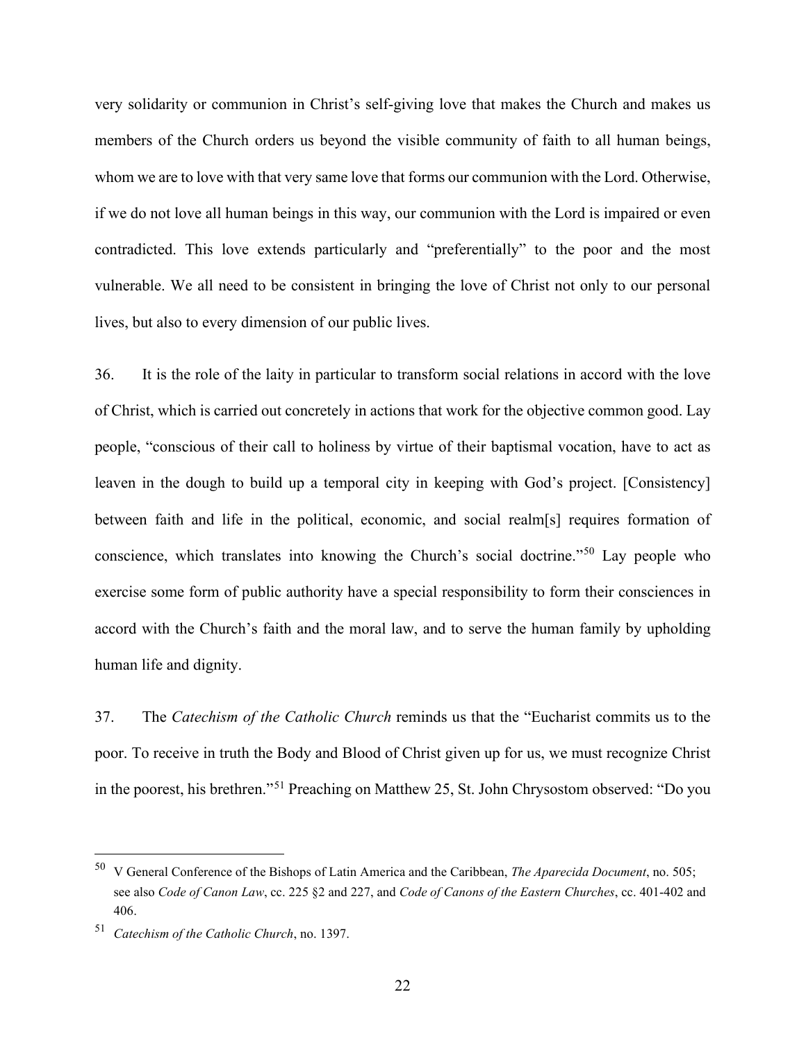very solidarity or communion in Christ's self-giving love that makes the Church and makes us members of the Church orders us beyond the visible community of faith to all human beings, whom we are to love with that very same love that forms our communion with the Lord. Otherwise, if we do not love all human beings in this way, our communion with the Lord is impaired or even contradicted. This love extends particularly and "preferentially" to the poor and the most vulnerable. We all need to be consistent in bringing the love of Christ not only to our personal lives, but also to every dimension of our public lives.

36. It is the role of the laity in particular to transform social relations in accord with the love of Christ, which is carried out concretely in actions that work for the objective common good. Lay people, "conscious of their call to holiness by virtue of their baptismal vocation, have to act as leaven in the dough to build up a temporal city in keeping with God's project. [Consistency] between faith and life in the political, economic, and social realm[s] requires formation of conscience, which translates into knowing the Church's social doctrine."[50] Lay people who exercise some form of public authority have a special responsibility to form their consciences in accord with the Church's faith and the moral law, and to serve the human family by upholding human life and dignity.

37. The *Catechism of the Catholic Church* reminds us that the "Eucharist commits us to the poor. To receive in truth the Body and Blood of Christ given up for us, we must recognize Christ in the poorest, his brethren."[51] Preaching on Matthew 25, St. John Chrysostom observed: "Do you

---

[50] V General Conference of the Bishops of Latin America and the Caribbean, *The Aparecida Document*, no. 505; see also *Code of Canon Law*, cc. 225 §2 and 227, and *Code of Canons of the Eastern Churches*, cc. 401-402 and 406.

[51] *Catechism of the Catholic Church*, no. 1397.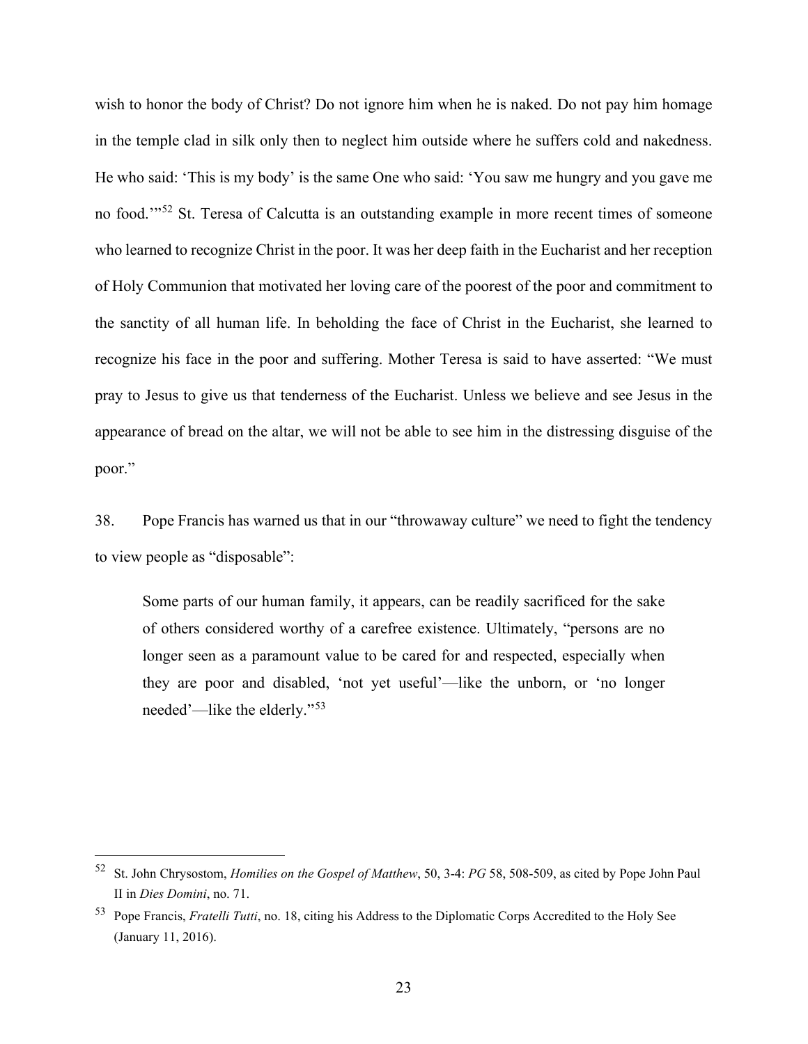wish to honor the body of Christ? Do not ignore him when he is naked. Do not pay him homage in the temple clad in silk only then to neglect him outside where he suffers cold and nakedness. He who said: 'This is my body' is the same One who said: 'You saw me hungry and you gave me no food.'"[52] St. Teresa of Calcutta is an outstanding example in more recent times of someone who learned to recognize Christ in the poor. It was her deep faith in the Eucharist and her reception of Holy Communion that motivated her loving care of the poorest of the poor and commitment to the sanctity of all human life. In beholding the face of Christ in the Eucharist, she learned to recognize his face in the poor and suffering. Mother Teresa is said to have asserted: "We must pray to Jesus to give us that tenderness of the Eucharist. Unless we believe and see Jesus in the appearance of bread on the altar, we will not be able to see him in the distressing disguise of the poor."

38. Pope Francis has warned us that in our "throwaway culture" we need to fight the tendency to view people as "disposable":

> Some parts of our human family, it appears, can be readily sacrificed for the sake of others considered worthy of a carefree existence. Ultimately, "persons are no longer seen as a paramount value to be cared for and respected, especially when they are poor and disabled, 'not yet useful'—like the unborn, or 'no longer needed'—like the elderly."[53]

---

[52] St. John Chrysostom, *Homilies on the Gospel of Matthew*, 50, 3-4: *PG* 58, 508-509, as cited by Pope John Paul II in *Dies Domini*, no. 71.

[53] Pope Francis, *Fratelli Tutti*, no. 18, citing his Address to the Diplomatic Corps Accredited to the Holy See (January 11, 2016).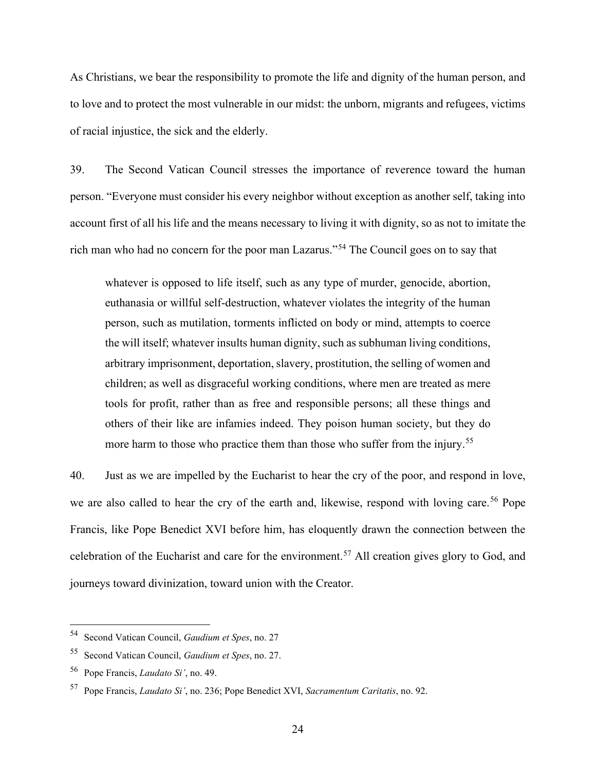As Christians, we bear the responsibility to promote the life and dignity of the human person, and to love and to protect the most vulnerable in our midst: the unborn, migrants and refugees, victims of racial injustice, the sick and the elderly.

39. The Second Vatican Council stresses the importance of reverence toward the human person. "Everyone must consider his every neighbor without exception as another self, taking into account first of all his life and the means necessary to living it with dignity, so as not to imitate the rich man who had no concern for the poor man Lazarus."[54] The Council goes on to say that

> whatever is opposed to life itself, such as any type of murder, genocide, abortion, euthanasia or willful self-destruction, whatever violates the integrity of the human person, such as mutilation, torments inflicted on body or mind, attempts to coerce the will itself; whatever insults human dignity, such as subhuman living conditions, arbitrary imprisonment, deportation, slavery, prostitution, the selling of women and children; as well as disgraceful working conditions, where men are treated as mere tools for profit, rather than as free and responsible persons; all these things and others of their like are infamies indeed. They poison human society, but they do more harm to those who practice them than those who suffer from the injury.[55]

40. Just as we are impelled by the Eucharist to hear the cry of the poor, and respond in love, we are also called to hear the cry of the earth and, likewise, respond with loving care.[56] Pope Francis, like Pope Benedict XVI before him, has eloquently drawn the connection between the celebration of the Eucharist and care for the environment.[57] All creation gives glory to God, and journeys toward divinization, toward union with the Creator.

---

[54] Second Vatican Council, *Gaudium et Spes*, no. 27

[55] Second Vatican Council, *Gaudium et Spes*, no. 27.

[56] Pope Francis, *Laudato Si'*, no. 49.

[57] Pope Francis, *Laudato Si'*, no. 236; Pope Benedict XVI, *Sacramentum Caritatis*, no. 92.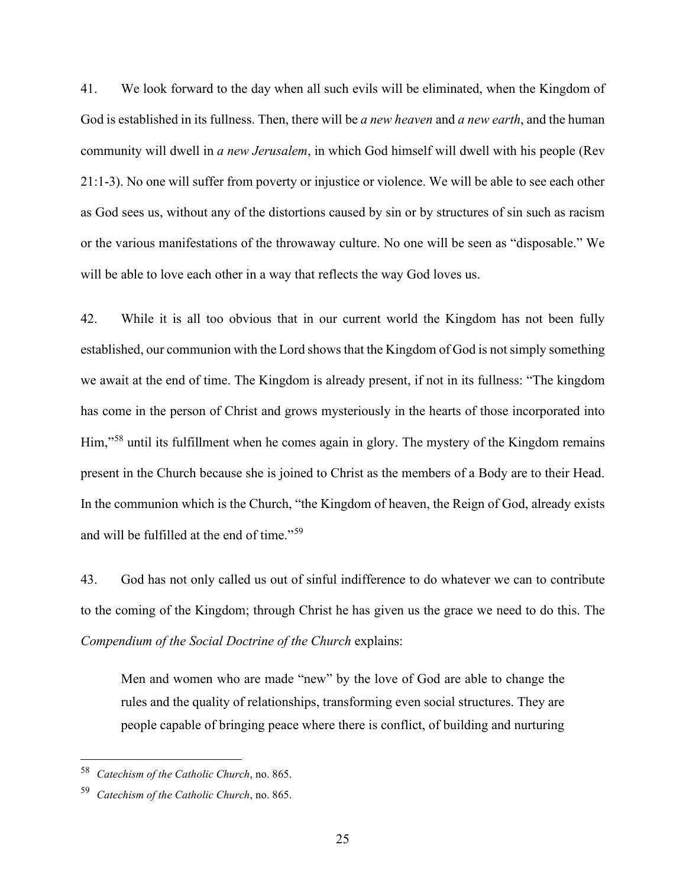41. We look forward to the day when all such evils will be eliminated, when the Kingdom of God is established in its fullness. Then, there will be *a new heaven* and *a new earth*, and the human community will dwell in *a new Jerusalem*, in which God himself will dwell with his people (Rev 21:1-3). No one will suffer from poverty or injustice or violence. We will be able to see each other as God sees us, without any of the distortions caused by sin or by structures of sin such as racism or the various manifestations of the throwaway culture. No one will be seen as "disposable." We will be able to love each other in a way that reflects the way God loves us.

42. While it is all too obvious that in our current world the Kingdom has not been fully established, our communion with the Lord shows that the Kingdom of God is not simply something we await at the end of time. The Kingdom is already present, if not in its fullness: "The kingdom has come in the person of Christ and grows mysteriously in the hearts of those incorporated into Him,"[58] until its fulfillment when he comes again in glory. The mystery of the Kingdom remains present in the Church because she is joined to Christ as the members of a Body are to their Head. In the communion which is the Church, "the Kingdom of heaven, the Reign of God, already exists and will be fulfilled at the end of time."[59]

43. God has not only called us out of sinful indifference to do whatever we can to contribute to the coming of the Kingdom; through Christ he has given us the grace we need to do this. The *Compendium of the Social Doctrine of the Church* explains:

> Men and women who are made "new" by the love of God are able to change the rules and the quality of relationships, transforming even social structures. They are people capable of bringing peace where there is conflict, of building and nurturing

---

[58] *Catechism of the Catholic Church*, no. 865.

[59] *Catechism of the Catholic Church*, no. 865.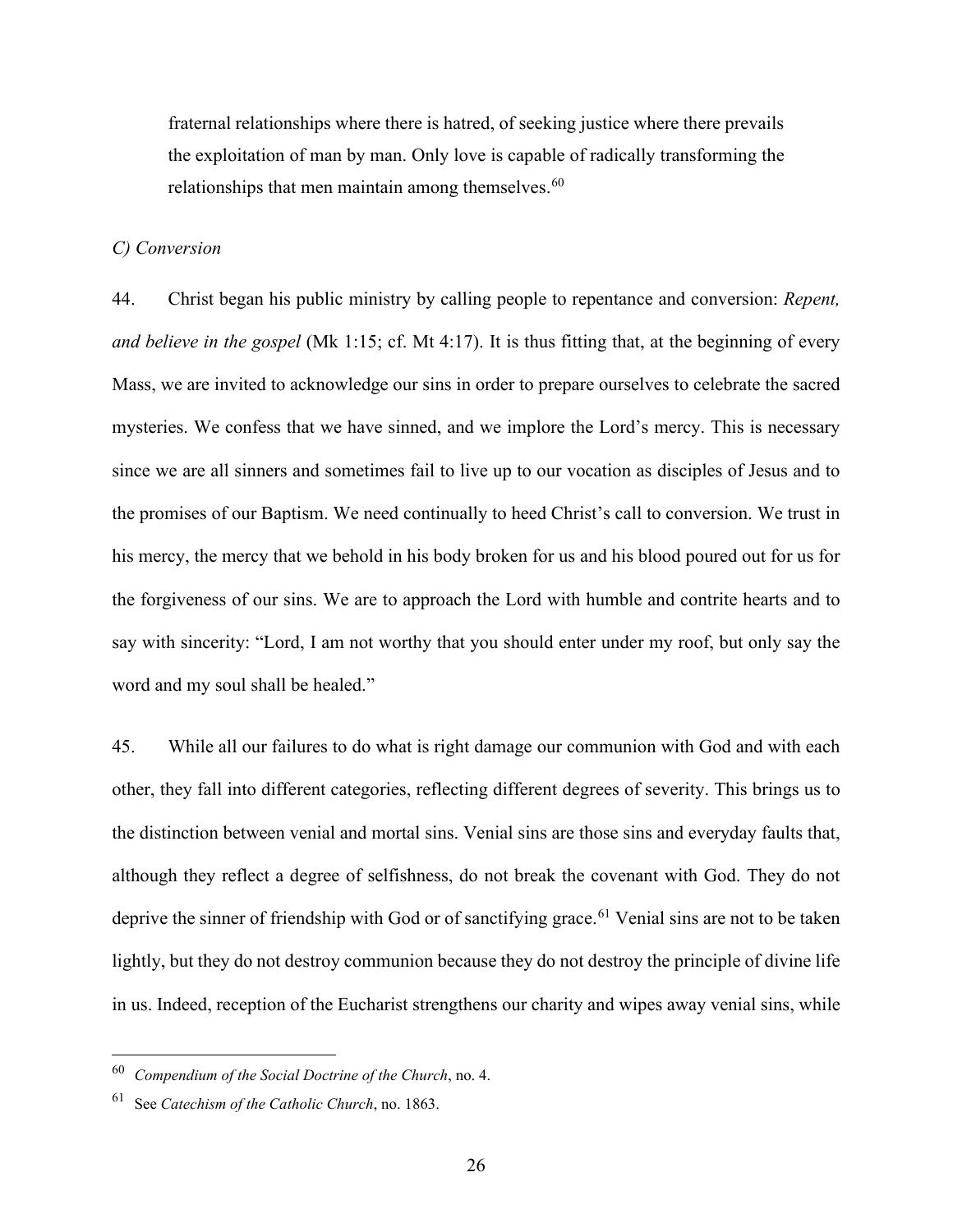fraternal relationships where there is hatred, of seeking justice where there prevails the exploitation of man by man. Only love is capable of radically transforming the relationships that men maintain among themselves.[60]

*C) Conversion*

44. Christ began his public ministry by calling people to repentance and conversion: *Repent, and believe in the gospel* (Mk 1:15; cf. Mt 4:17). It is thus fitting that, at the beginning of every Mass, we are invited to acknowledge our sins in order to prepare ourselves to celebrate the sacred mysteries. We confess that we have sinned, and we implore the Lord's mercy. This is necessary since we are all sinners and sometimes fail to live up to our vocation as disciples of Jesus and to the promises of our Baptism. We need continually to heed Christ's call to conversion. We trust in his mercy, the mercy that we behold in his body broken for us and his blood poured out for us for the forgiveness of our sins. We are to approach the Lord with humble and contrite hearts and to say with sincerity: "Lord, I am not worthy that you should enter under my roof, but only say the word and my soul shall be healed."

45. While all our failures to do what is right damage our communion with God and with each other, they fall into different categories, reflecting different degrees of severity. This brings us to the distinction between venial and mortal sins. Venial sins are those sins and everyday faults that, although they reflect a degree of selfishness, do not break the covenant with God. They do not deprive the sinner of friendship with God or of sanctifying grace.[61] Venial sins are not to be taken lightly, but they do not destroy communion because they do not destroy the principle of divine life in us. Indeed, reception of the Eucharist strengthens our charity and wipes away venial sins, while

---

[60] *Compendium of the Social Doctrine of the Church*, no. 4.

[61] See *Catechism of the Catholic Church*, no. 1863.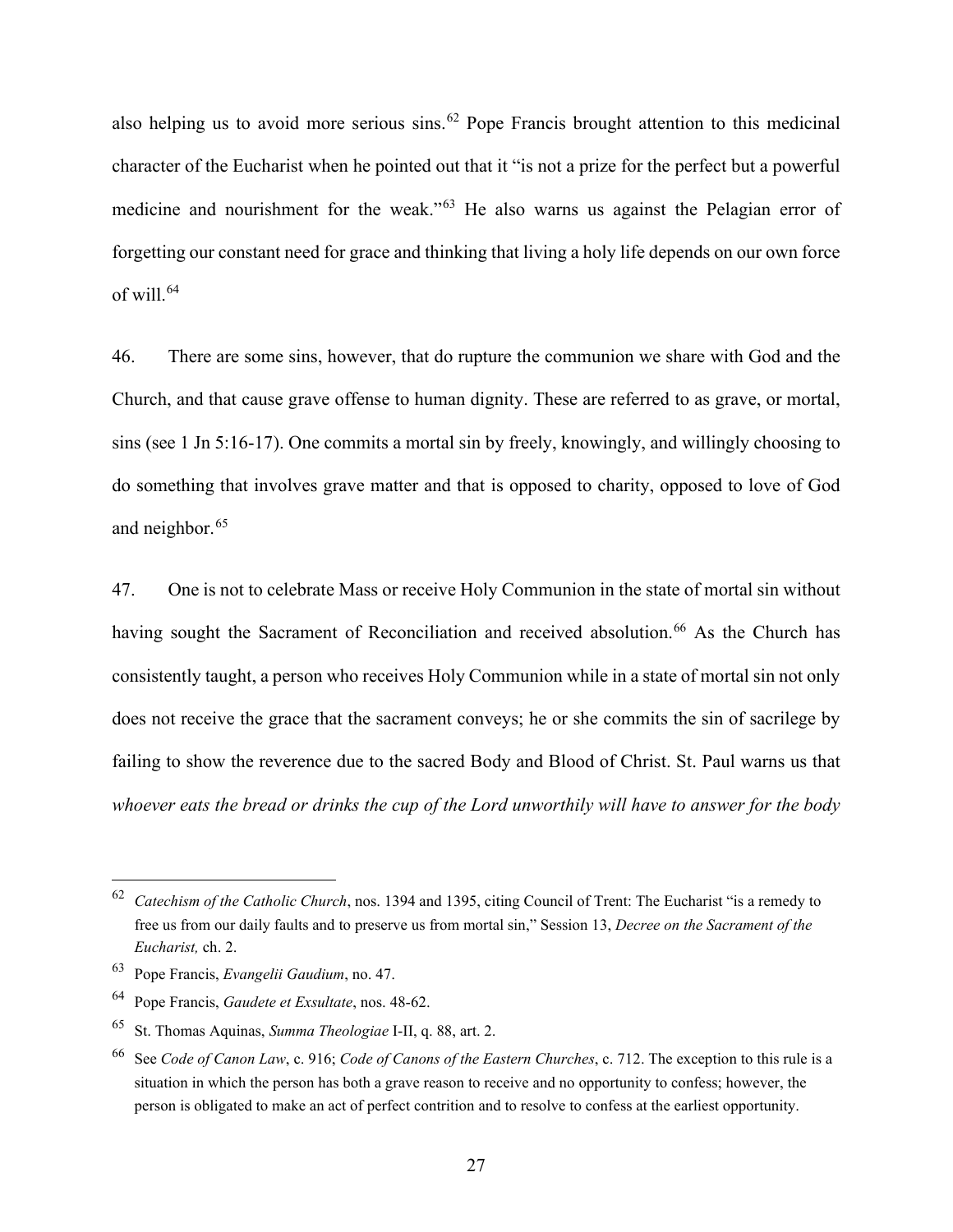also helping us to avoid more serious sins.[62] Pope Francis brought attention to this medicinal character of the Eucharist when he pointed out that it "is not a prize for the perfect but a powerful medicine and nourishment for the weak."[63] He also warns us against the Pelagian error of forgetting our constant need for grace and thinking that living a holy life depends on our own force of will.[64]

46. There are some sins, however, that do rupture the communion we share with God and the Church, and that cause grave offense to human dignity. These are referred to as grave, or mortal, sins (see 1 Jn 5:16-17). One commits a mortal sin by freely, knowingly, and willingly choosing to do something that involves grave matter and that is opposed to charity, opposed to love of God and neighbor.[65]

47. One is not to celebrate Mass or receive Holy Communion in the state of mortal sin without having sought the Sacrament of Reconciliation and received absolution.[66] As the Church has consistently taught, a person who receives Holy Communion while in a state of mortal sin not only does not receive the grace that the sacrament conveys; he or she commits the sin of sacrilege by failing to show the reverence due to the sacred Body and Blood of Christ. St. Paul warns us that *whoever eats the bread or drinks the cup of the Lord unworthily will have to answer for the body*

---

[62] *Catechism of the Catholic Church*, nos. 1394 and 1395, citing Council of Trent: The Eucharist "is a remedy to free us from our daily faults and to preserve us from mortal sin," Session 13, *Decree on the Sacrament of the Eucharist,* ch. 2.

[63] Pope Francis, *Evangelii Gaudium*, no. 47.

[64] Pope Francis, *Gaudete et Exsultate*, nos. 48-62.

[65] St. Thomas Aquinas, *Summa Theologiae* I-II, q. 88, art. 2.

[66] See *Code of Canon Law*, c. 916; *Code of Canons of the Eastern Churches*, c. 712. The exception to this rule is a situation in which the person has both a grave reason to receive and no opportunity to confess; however, the person is obligated to make an act of perfect contrition and to resolve to confess at the earliest opportunity.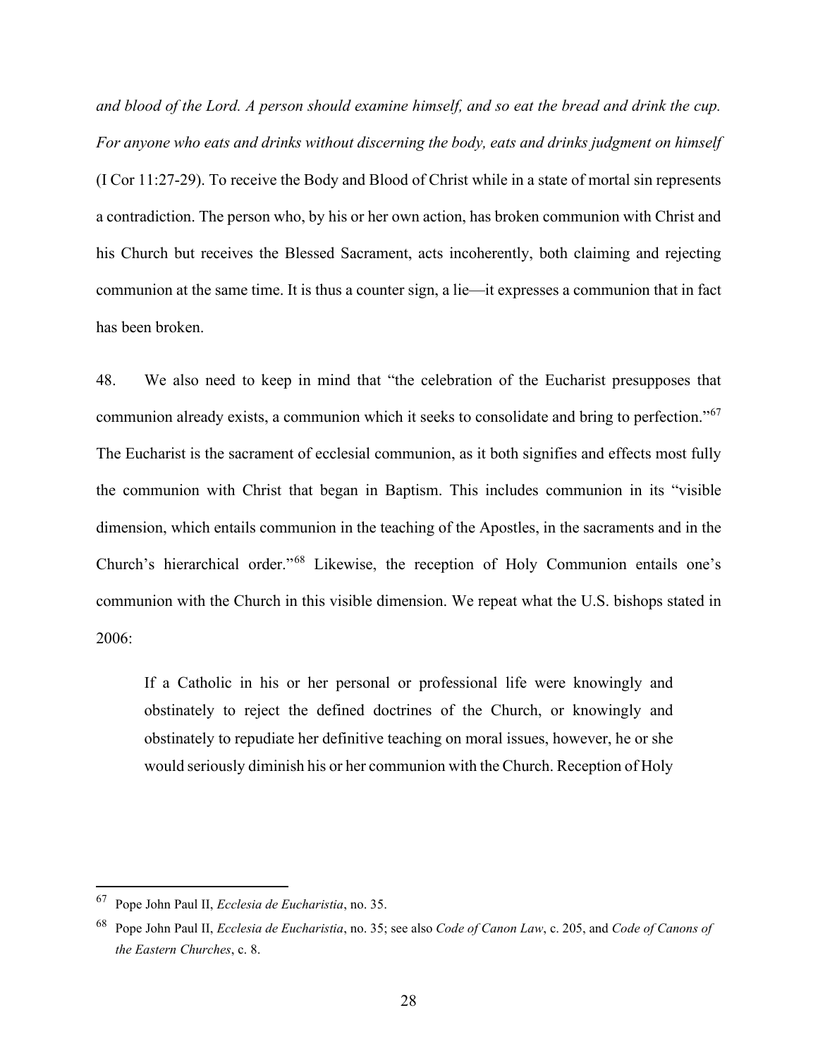*and blood of the Lord. A person should examine himself, and so eat the bread and drink the cup. For anyone who eats and drinks without discerning the body, eats and drinks judgment on himself* (I Cor 11:27-29). To receive the Body and Blood of Christ while in a state of mortal sin represents a contradiction. The person who, by his or her own action, has broken communion with Christ and his Church but receives the Blessed Sacrament, acts incoherently, both claiming and rejecting communion at the same time. It is thus a counter sign, a lie—it expresses a communion that in fact has been broken.

48. We also need to keep in mind that "the celebration of the Eucharist presupposes that communion already exists, a communion which it seeks to consolidate and bring to perfection."[67] The Eucharist is the sacrament of ecclesial communion, as it both signifies and effects most fully the communion with Christ that began in Baptism. This includes communion in its "visible dimension, which entails communion in the teaching of the Apostles, in the sacraments and in the Church's hierarchical order."[68] Likewise, the reception of Holy Communion entails one's communion with the Church in this visible dimension. We repeat what the U.S. bishops stated in 2006:

> If a Catholic in his or her personal or professional life were knowingly and obstinately to reject the defined doctrines of the Church, or knowingly and obstinately to repudiate her definitive teaching on moral issues, however, he or she would seriously diminish his or her communion with the Church. Reception of Holy

---

[67] Pope John Paul II, *Ecclesia de Eucharistia*, no. 35.

[68] Pope John Paul II, *Ecclesia de Eucharistia*, no. 35; see also *Code of Canon Law*, c. 205, and *Code of Canons of the Eastern Churches*, c. 8.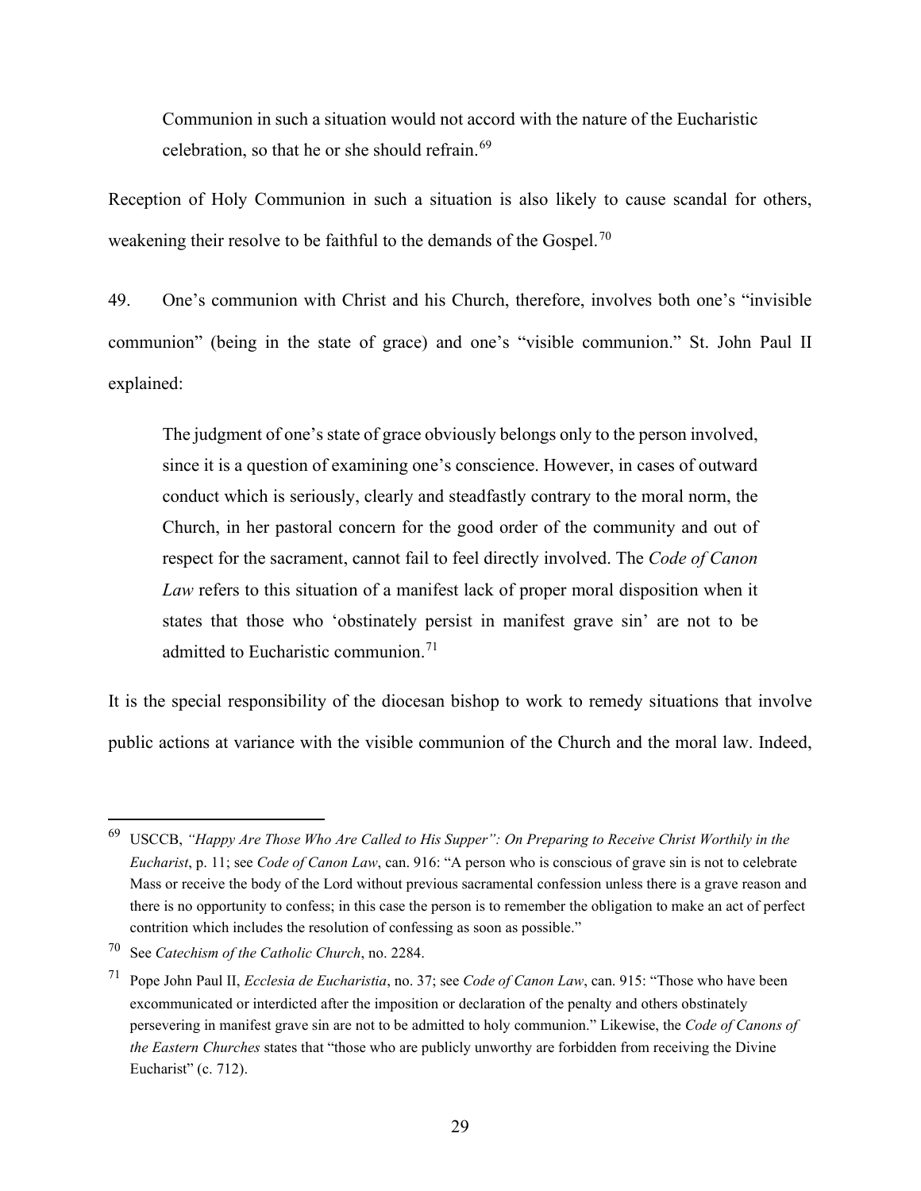> Communion in such a situation would not accord with the nature of the Eucharistic celebration, so that he or she should refrain.[69]

Reception of Holy Communion in such a situation is also likely to cause scandal for others, weakening their resolve to be faithful to the demands of the Gospel.[70]

49. One's communion with Christ and his Church, therefore, involves both one's "invisible communion" (being in the state of grace) and one's "visible communion." St. John Paul II explained:

> The judgment of one's state of grace obviously belongs only to the person involved, since it is a question of examining one's conscience. However, in cases of outward conduct which is seriously, clearly and steadfastly contrary to the moral norm, the Church, in her pastoral concern for the good order of the community and out of respect for the sacrament, cannot fail to feel directly involved. The *Code of Canon Law* refers to this situation of a manifest lack of proper moral disposition when it states that those who 'obstinately persist in manifest grave sin' are not to be admitted to Eucharistic communion.[71]

It is the special responsibility of the diocesan bishop to work to remedy situations that involve public actions at variance with the visible communion of the Church and the moral law. Indeed,

---

[69] USCCB, *"Happy Are Those Who Are Called to His Supper": On Preparing to Receive Christ Worthily in the Eucharist*, p. 11; see *Code of Canon Law*, can. 916: "A person who is conscious of grave sin is not to celebrate Mass or receive the body of the Lord without previous sacramental confession unless there is a grave reason and there is no opportunity to confess; in this case the person is to remember the obligation to make an act of perfect contrition which includes the resolution of confessing as soon as possible."

[70] See *Catechism of the Catholic Church*, no. 2284.

[71] Pope John Paul II, *Ecclesia de Eucharistia*, no. 37; see *Code of Canon Law*, can. 915: "Those who have been excommunicated or interdicted after the imposition or declaration of the penalty and others obstinately persevering in manifest grave sin are not to be admitted to holy communion." Likewise, the *Code of Canons of the Eastern Churches* states that "those who are publicly unworthy are forbidden from receiving the Divine Eucharist" (c. 712).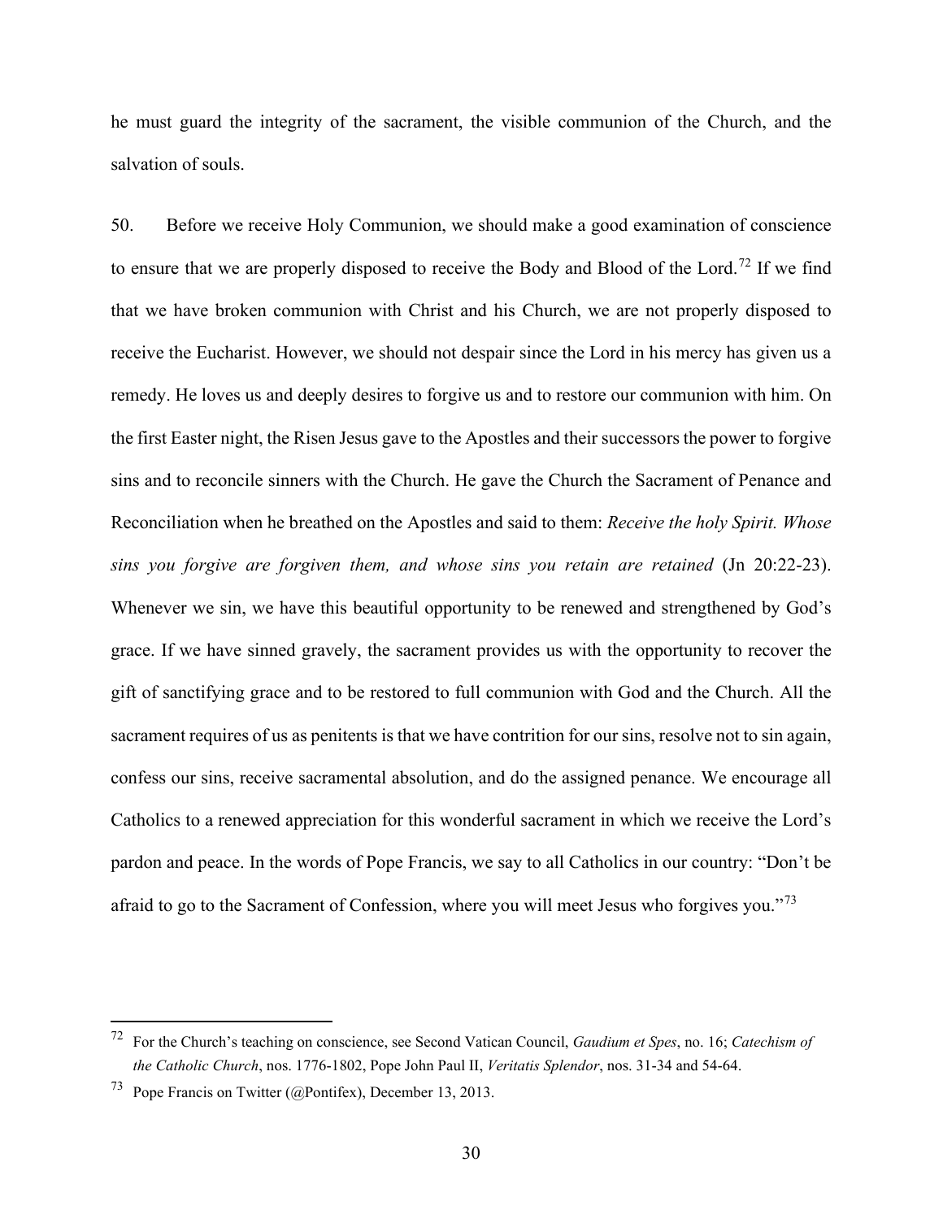he must guard the integrity of the sacrament, the visible communion of the Church, and the salvation of souls.

50. Before we receive Holy Communion, we should make a good examination of conscience to ensure that we are properly disposed to receive the Body and Blood of the Lord.[72] If we find that we have broken communion with Christ and his Church, we are not properly disposed to receive the Eucharist. However, we should not despair since the Lord in his mercy has given us a remedy. He loves us and deeply desires to forgive us and to restore our communion with him. On the first Easter night, the Risen Jesus gave to the Apostles and their successors the power to forgive sins and to reconcile sinners with the Church. He gave the Church the Sacrament of Penance and Reconciliation when he breathed on the Apostles and said to them: *Receive the holy Spirit. Whose sins you forgive are forgiven them, and whose sins you retain are retained* (Jn 20:22-23). Whenever we sin, we have this beautiful opportunity to be renewed and strengthened by God's grace. If we have sinned gravely, the sacrament provides us with the opportunity to recover the gift of sanctifying grace and to be restored to full communion with God and the Church. All the sacrament requires of us as penitents is that we have contrition for our sins, resolve not to sin again, confess our sins, receive sacramental absolution, and do the assigned penance. We encourage all Catholics to a renewed appreciation for this wonderful sacrament in which we receive the Lord's pardon and peace. In the words of Pope Francis, we say to all Catholics in our country: "Don't be afraid to go to the Sacrament of Confession, where you will meet Jesus who forgives you."[73]

---

[72] For the Church's teaching on conscience, see Second Vatican Council, *Gaudium et Spes*, no. 16; *Catechism of the Catholic Church*, nos. 1776-1802, Pope John Paul II, *Veritatis Splendor*, nos. 31-34 and 54-64.

[73] Pope Francis on Twitter (@Pontifex), December 13, 2013.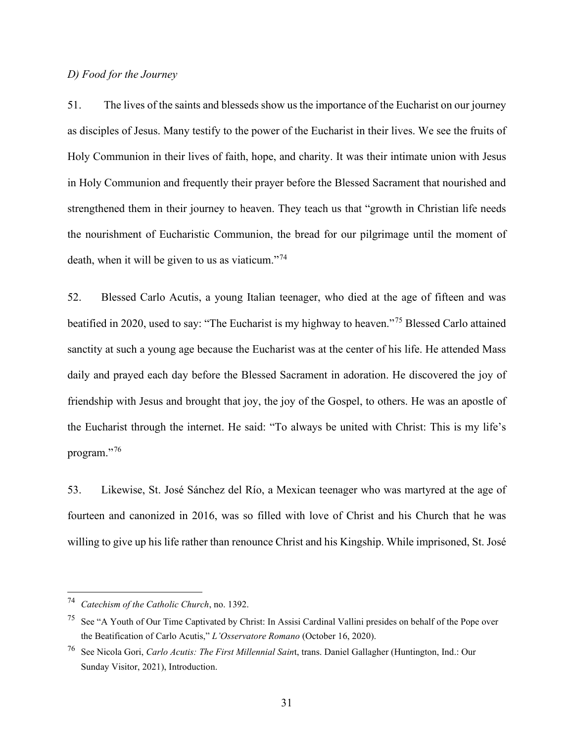### *D) Food for the Journey*

51. The lives of the saints and blesseds show us the importance of the Eucharist on our journey as disciples of Jesus. Many testify to the power of the Eucharist in their lives. We see the fruits of Holy Communion in their lives of faith, hope, and charity. It was their intimate union with Jesus in Holy Communion and frequently their prayer before the Blessed Sacrament that nourished and strengthened them in their journey to heaven. They teach us that "growth in Christian life needs the nourishment of Eucharistic Communion, the bread for our pilgrimage until the moment of death, when it will be given to us as viaticum."[74]

52. Blessed Carlo Acutis, a young Italian teenager, who died at the age of fifteen and was beatified in 2020, used to say: "The Eucharist is my highway to heaven."[75] Blessed Carlo attained sanctity at such a young age because the Eucharist was at the center of his life. He attended Mass daily and prayed each day before the Blessed Sacrament in adoration. He discovered the joy of friendship with Jesus and brought that joy, the joy of the Gospel, to others. He was an apostle of the Eucharist through the internet. He said: "To always be united with Christ: This is my life's program."[76]

53. Likewise, St. José Sánchez del Río, a Mexican teenager who was martyred at the age of fourteen and canonized in 2016, was so filled with love of Christ and his Church that he was willing to give up his life rather than renounce Christ and his Kingship. While imprisoned, St. José

---

[74] *Catechism of the Catholic Church*, no. 1392.

[75] See "A Youth of Our Time Captivated by Christ: In Assisi Cardinal Vallini presides on behalf of the Pope over the Beatification of Carlo Acutis," *L'Osservatore Romano* (October 16, 2020).

[76] See Nicola Gori, *Carlo Acutis: The First Millennial Saint*, trans. Daniel Gallagher (Huntington, Ind.: Our Sunday Visitor, 2021), Introduction.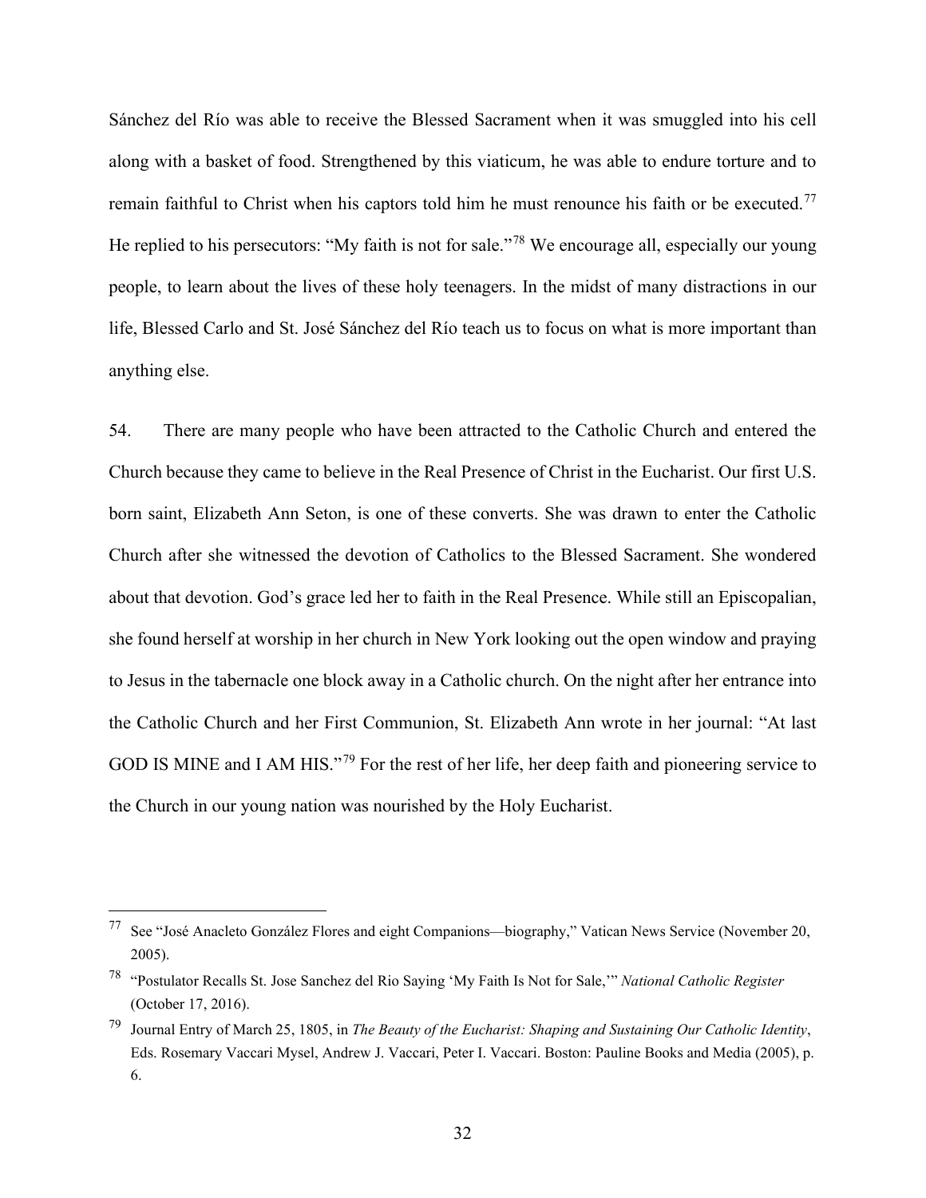Sánchez del Río was able to receive the Blessed Sacrament when it was smuggled into his cell along with a basket of food. Strengthened by this viaticum, he was able to endure torture and to remain faithful to Christ when his captors told him he must renounce his faith or be executed.[77] He replied to his persecutors: "My faith is not for sale."[78] We encourage all, especially our young people, to learn about the lives of these holy teenagers. In the midst of many distractions in our life, Blessed Carlo and St. José Sánchez del Río teach us to focus on what is more important than anything else.

54. There are many people who have been attracted to the Catholic Church and entered the Church because they came to believe in the Real Presence of Christ in the Eucharist. Our first U.S. born saint, Elizabeth Ann Seton, is one of these converts. She was drawn to enter the Catholic Church after she witnessed the devotion of Catholics to the Blessed Sacrament. She wondered about that devotion. God's grace led her to faith in the Real Presence. While still an Episcopalian, she found herself at worship in her church in New York looking out the open window and praying to Jesus in the tabernacle one block away in a Catholic church. On the night after her entrance into the Catholic Church and her First Communion, St. Elizabeth Ann wrote in her journal: "At last GOD IS MINE and I AM HIS."[79] For the rest of her life, her deep faith and pioneering service to the Church in our young nation was nourished by the Holy Eucharist.

---

[77] See "José Anacleto González Flores and eight Companions—biography," Vatican News Service (November 20, 2005).

[78] "Postulator Recalls St. Jose Sanchez del Rio Saying 'My Faith Is Not for Sale,'" *National Catholic Register* (October 17, 2016).

[79] Journal Entry of March 25, 1805, in *The Beauty of the Eucharist: Shaping and Sustaining Our Catholic Identity*, Eds. Rosemary Vaccari Mysel, Andrew J. Vaccari, Peter I. Vaccari. Boston: Pauline Books and Media (2005), p. 6.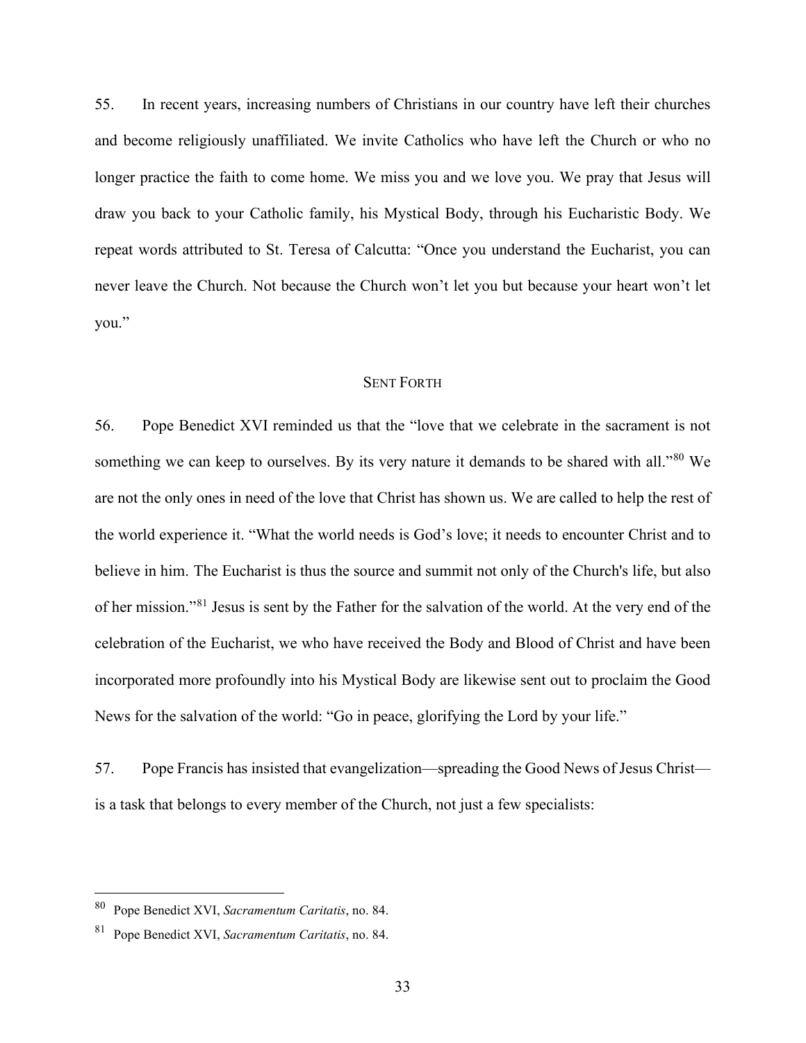55. In recent years, increasing numbers of Christians in our country have left their churches and become religiously unaffiliated. We invite Catholics who have left the Church or who no longer practice the faith to come home. We miss you and we love you. We pray that Jesus will draw you back to your Catholic family, his Mystical Body, through his Eucharistic Body. We repeat words attributed to St. Teresa of Calcutta: "Once you understand the Eucharist, you can never leave the Church. Not because the Church won't let you but because your heart won't let you."

## Sent Forth

56. Pope Benedict XVI reminded us that the "love that we celebrate in the sacrament is not something we can keep to ourselves. By its very nature it demands to be shared with all."[80] We are not the only ones in need of the love that Christ has shown us. We are called to help the rest of the world experience it. "What the world needs is God's love; it needs to encounter Christ and to believe in him. The Eucharist is thus the source and summit not only of the Church's life, but also of her mission."[81] Jesus is sent by the Father for the salvation of the world. At the very end of the celebration of the Eucharist, we who have received the Body and Blood of Christ and have been incorporated more profoundly into his Mystical Body are likewise sent out to proclaim the Good News for the salvation of the world: "Go in peace, glorifying the Lord by your life."

57. Pope Francis has insisted that evangelization—spreading the Good News of Jesus Christ—is a task that belongs to every member of the Church, not just a few specialists:

---

[80] Pope Benedict XVI, *Sacramentum Caritatis*, no. 84.

[81] Pope Benedict XVI, *Sacramentum Caritatis*, no. 84.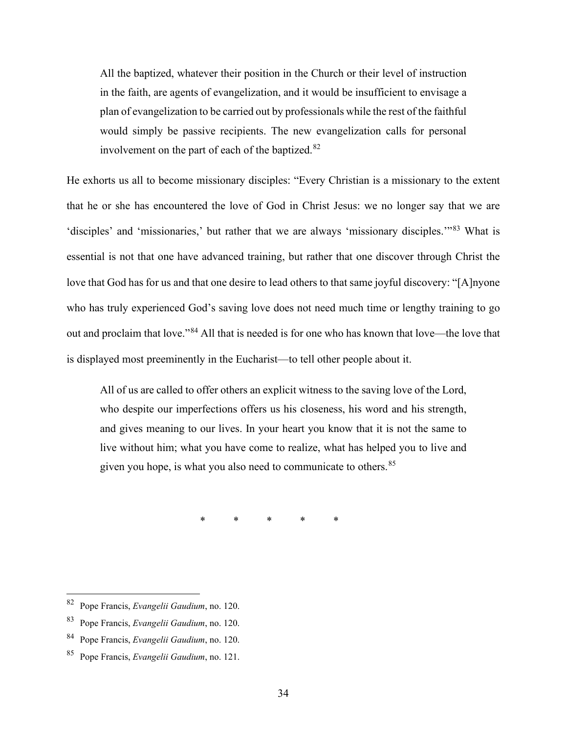> All the baptized, whatever their position in the Church or their level of instruction in the faith, are agents of evangelization, and it would be insufficient to envisage a plan of evangelization to be carried out by professionals while the rest of the faithful would simply be passive recipients. The new evangelization calls for personal involvement on the part of each of the baptized.[82]

He exhorts us all to become missionary disciples: "Every Christian is a missionary to the extent that he or she has encountered the love of God in Christ Jesus: we no longer say that we are 'disciples' and 'missionaries,' but rather that we are always 'missionary disciples.'"[83] What is essential is not that one have advanced training, but rather that one discover through Christ the love that God has for us and that one desire to lead others to that same joyful discovery: "[A]nyone who has truly experienced God's saving love does not need much time or lengthy training to go out and proclaim that love."[84] All that is needed is for one who has known that love—the love that is displayed most preeminently in the Eucharist—to tell other people about it.

> All of us are called to offer others an explicit witness to the saving love of the Lord, who despite our imperfections offers us his closeness, his word and his strength, and gives meaning to our lives. In your heart you know that it is not the same to live without him; what you have come to realize, what has helped you to live and given you hope, is what you also need to communicate to others.[85]

\* \* \* \* \*

---

[82] Pope Francis, *Evangelii Gaudium*, no. 120.

[83] Pope Francis, *Evangelii Gaudium*, no. 120.

[84] Pope Francis, *Evangelii Gaudium*, no. 120.

[85] Pope Francis, *Evangelii Gaudium*, no. 121.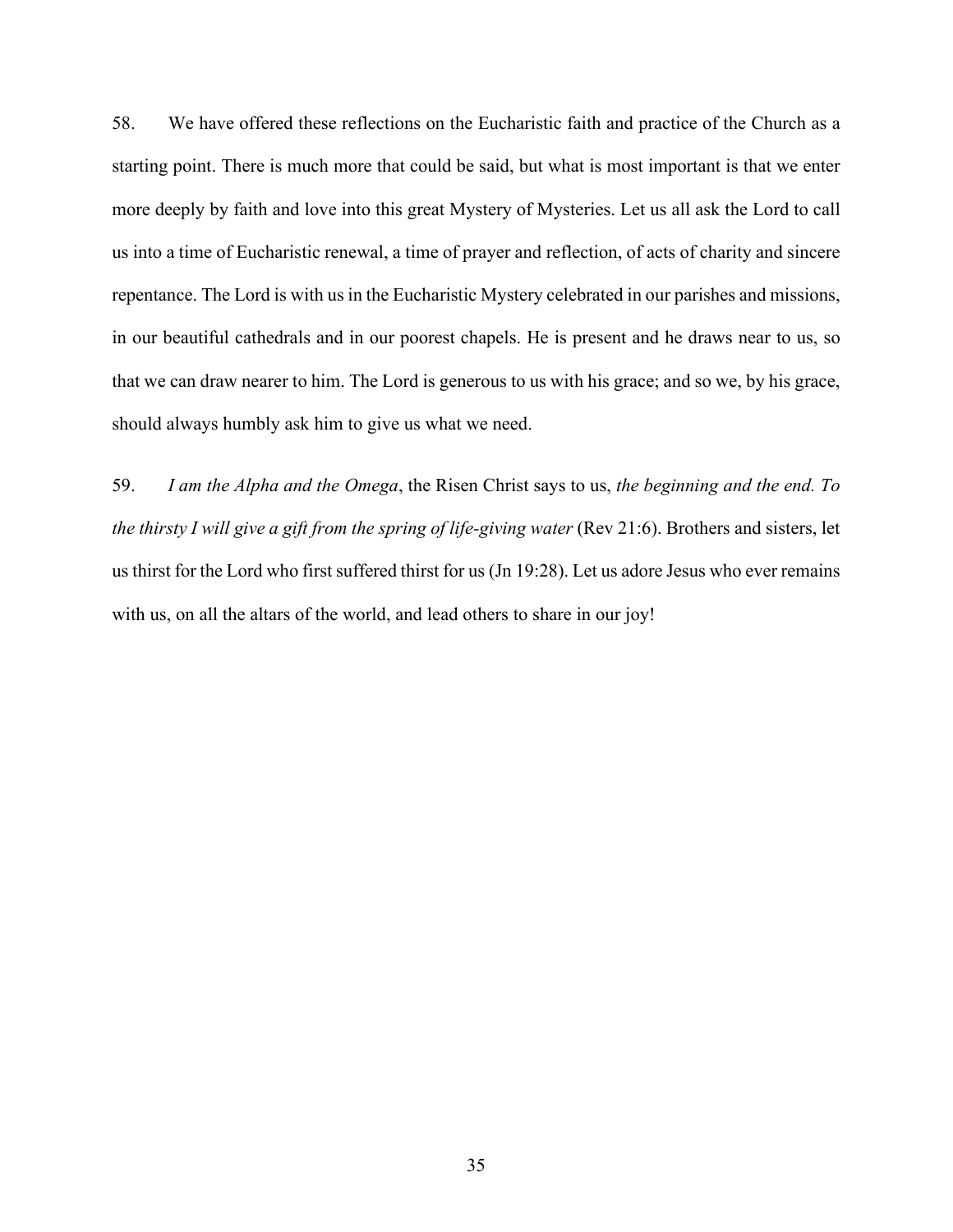58. We have offered these reflections on the Eucharistic faith and practice of the Church as a starting point. There is much more that could be said, but what is most important is that we enter more deeply by faith and love into this great Mystery of Mysteries. Let us all ask the Lord to call us into a time of Eucharistic renewal, a time of prayer and reflection, of acts of charity and sincere repentance. The Lord is with us in the Eucharistic Mystery celebrated in our parishes and missions, in our beautiful cathedrals and in our poorest chapels. He is present and he draws near to us, so that we can draw nearer to him. The Lord is generous to us with his grace; and so we, by his grace, should always humbly ask him to give us what we need.

59. *I am the Alpha and the Omega*, the Risen Christ says to us, *the beginning and the end. To the thirsty I will give a gift from the spring of life-giving water* (Rev 21:6). Brothers and sisters, let us thirst for the Lord who first suffered thirst for us (Jn 19:28). Let us adore Jesus who ever remains with us, on all the altars of the world, and lead others to share in our joy!